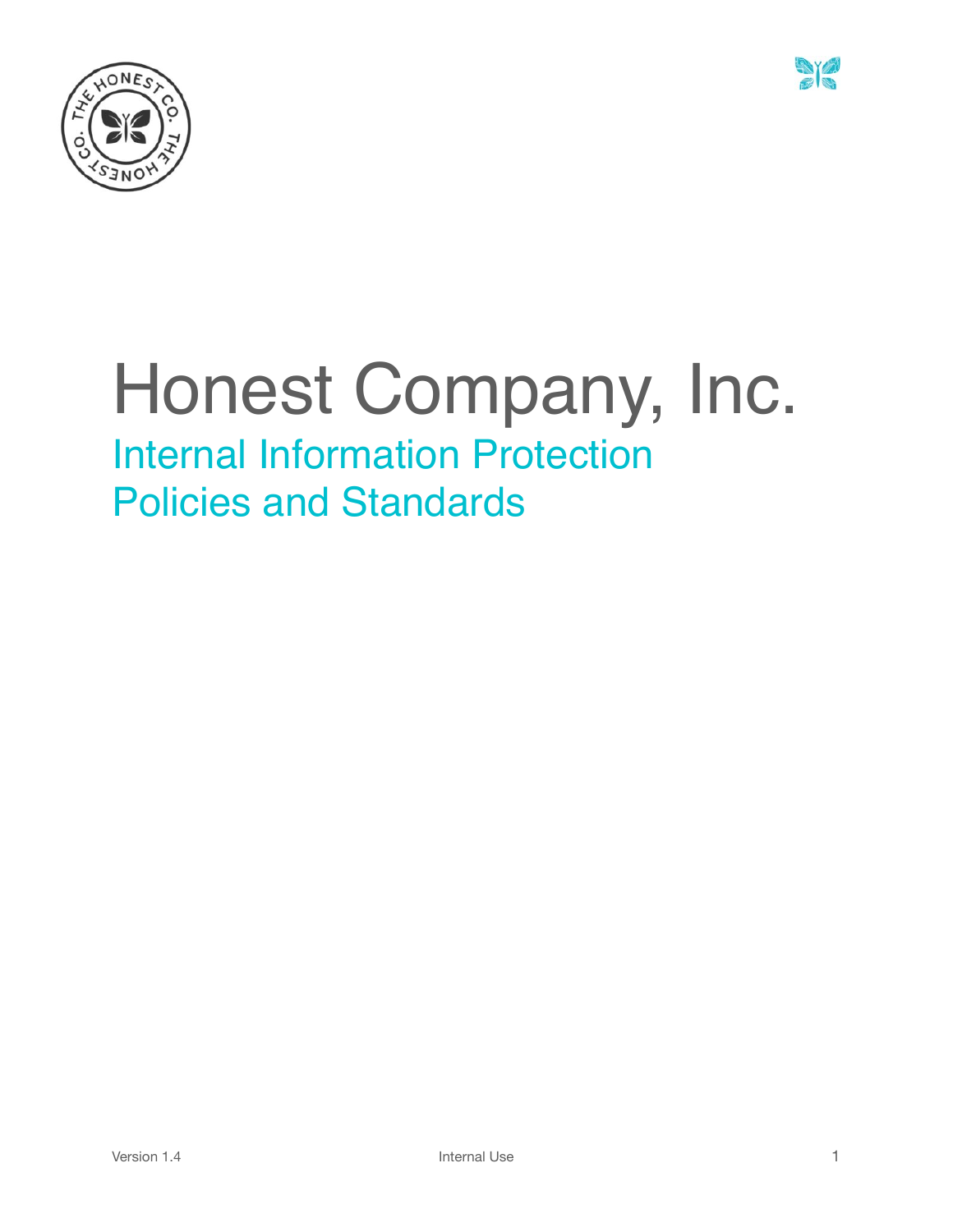# Honest Company, Inc.

## Internal Information Protection Policies and Standards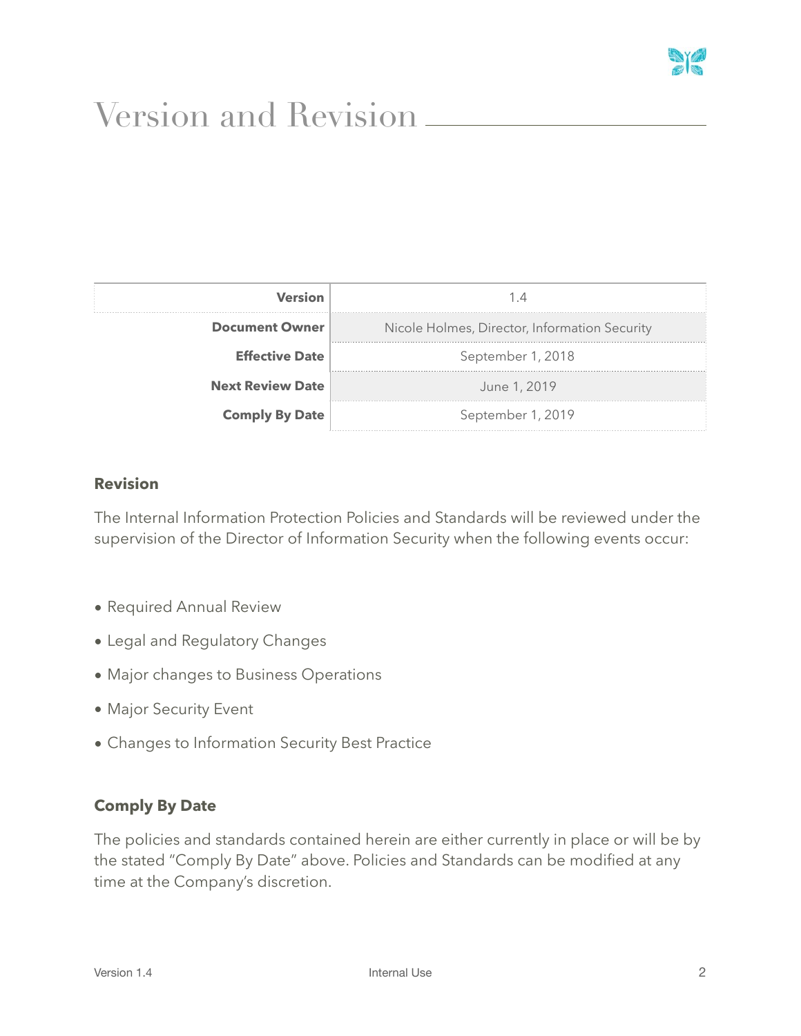# Version and Revision

| | |
|---|---|
| **Version** | 1.4 |
| **Document Owner** | Nicole Holmes, Director, Information Security |
| **Effective Date** | September 1, 2018 |
| **Next Review Date** | June 1, 2019 |
| **Comply By Date** | September 1, 2019 |

**Revision**

The Internal Information Protection Policies and Standards will be reviewed under the supervision of the Director of Information Security when the following events occur:

- Required Annual Review
- Legal and Regulatory Changes
- Major changes to Business Operations
- Major Security Event
- Changes to Information Security Best Practice

**Comply By Date**

The policies and standards contained herein are either currently in place or will be by the stated "Comply By Date" above. Policies and Standards can be modified at any time at the Company's discretion.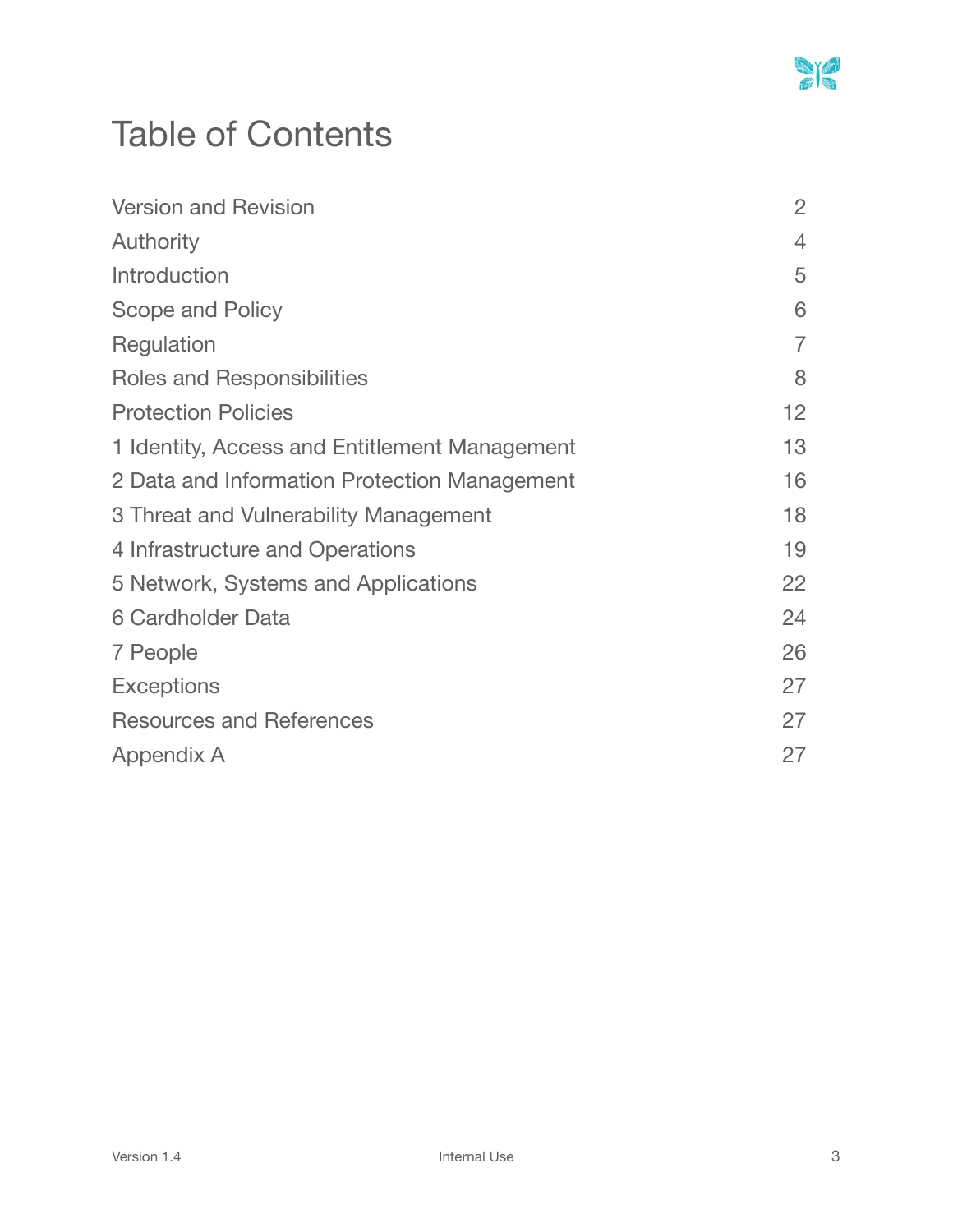# Table of Contents

| | |
|---|---|
| Version and Revision | 2 |
| Authority | 4 |
| Introduction | 5 |
| Scope and Policy | 6 |
| Regulation | 7 |
| Roles and Responsibilities | 8 |
| Protection Policies | 12 |
| 1 Identity, Access and Entitlement Management | 13 |
| 2 Data and Information Protection Management | 16 |
| 3 Threat and Vulnerability Management | 18 |
| 4 Infrastructure and Operations | 19 |
| 5 Network, Systems and Applications | 22 |
| 6 Cardholder Data | 24 |
| 7 People | 26 |
| Exceptions | 27 |
| Resources and References | 27 |
| Appendix A | 27 |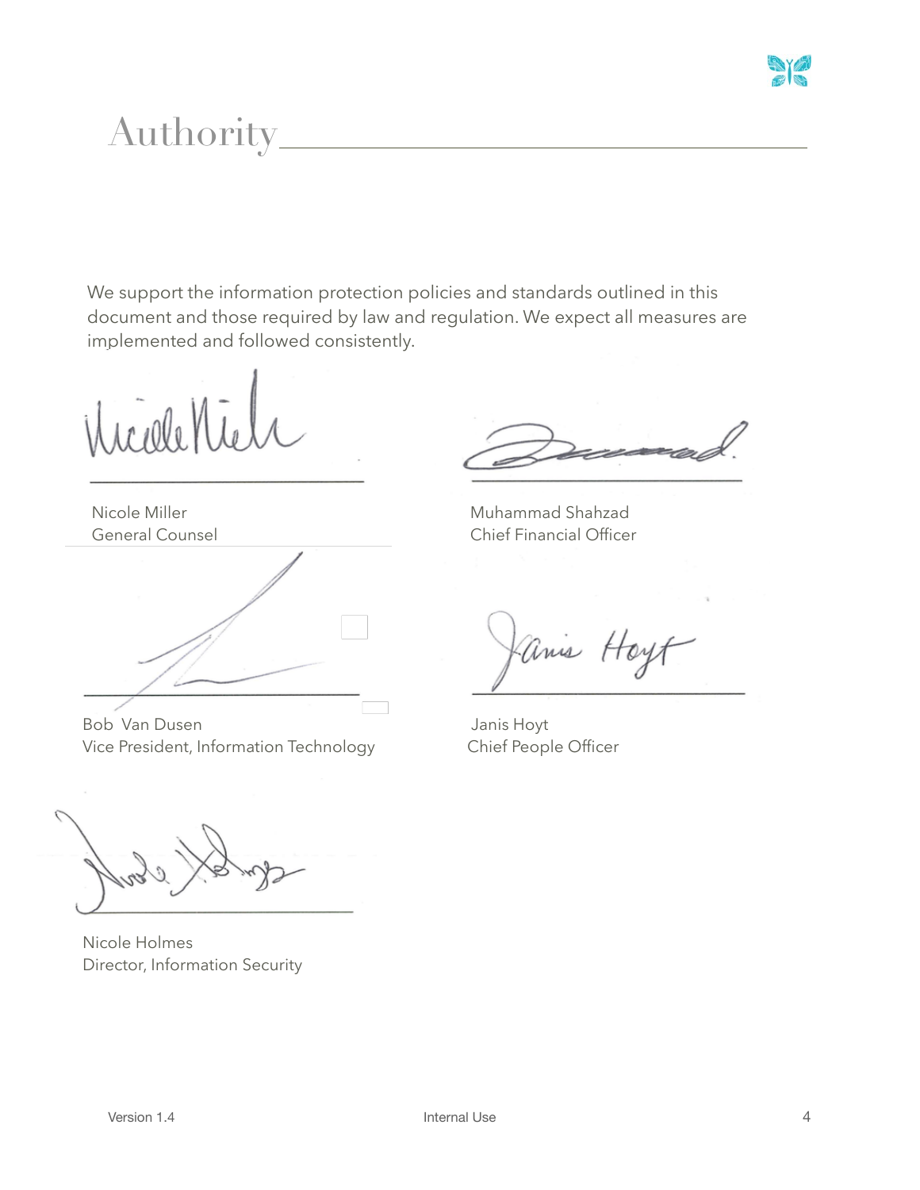# Authority

We support the information protection policies and standards outlined in this document and those required by law and regulation. We expect all measures are implemented and followed consistently.

Nicole Miller
General Counsel

Muhammad Shahzad
Chief Financial Officer

Bob Van Dusen
Vice President, Information Technology

Janis Hoyt
Chief People Officer

Nicole Holmes
Director, Information Security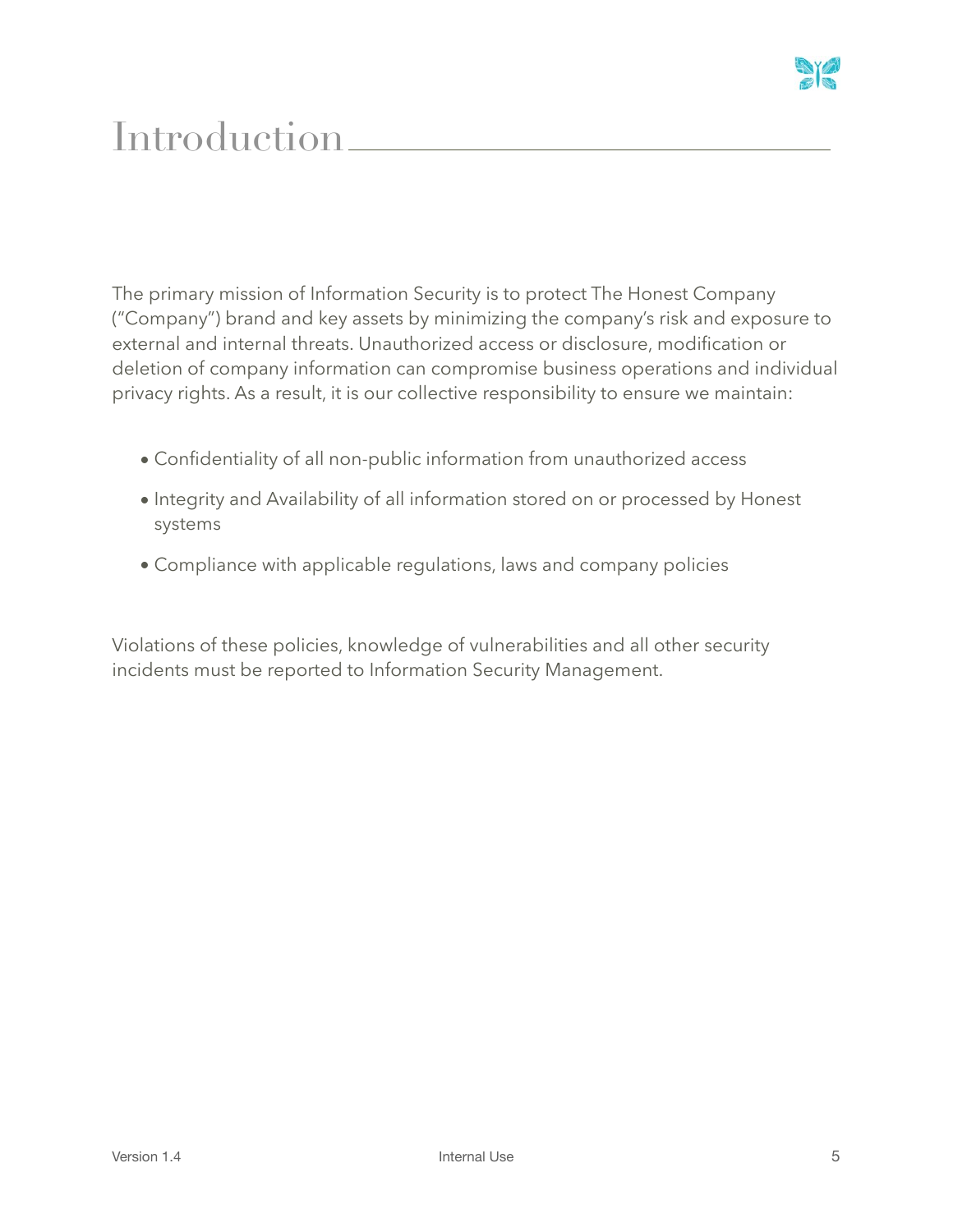# Introduction

The primary mission of Information Security is to protect The Honest Company ("Company") brand and key assets by minimizing the company's risk and exposure to external and internal threats. Unauthorized access or disclosure, modification or deletion of company information can compromise business operations and individual privacy rights. As a result, it is our collective responsibility to ensure we maintain:

- Confidentiality of all non-public information from unauthorized access
- Integrity and Availability of all information stored on or processed by Honest systems
- Compliance with applicable regulations, laws and company policies

Violations of these policies, knowledge of vulnerabilities and all other security incidents must be reported to Information Security Management.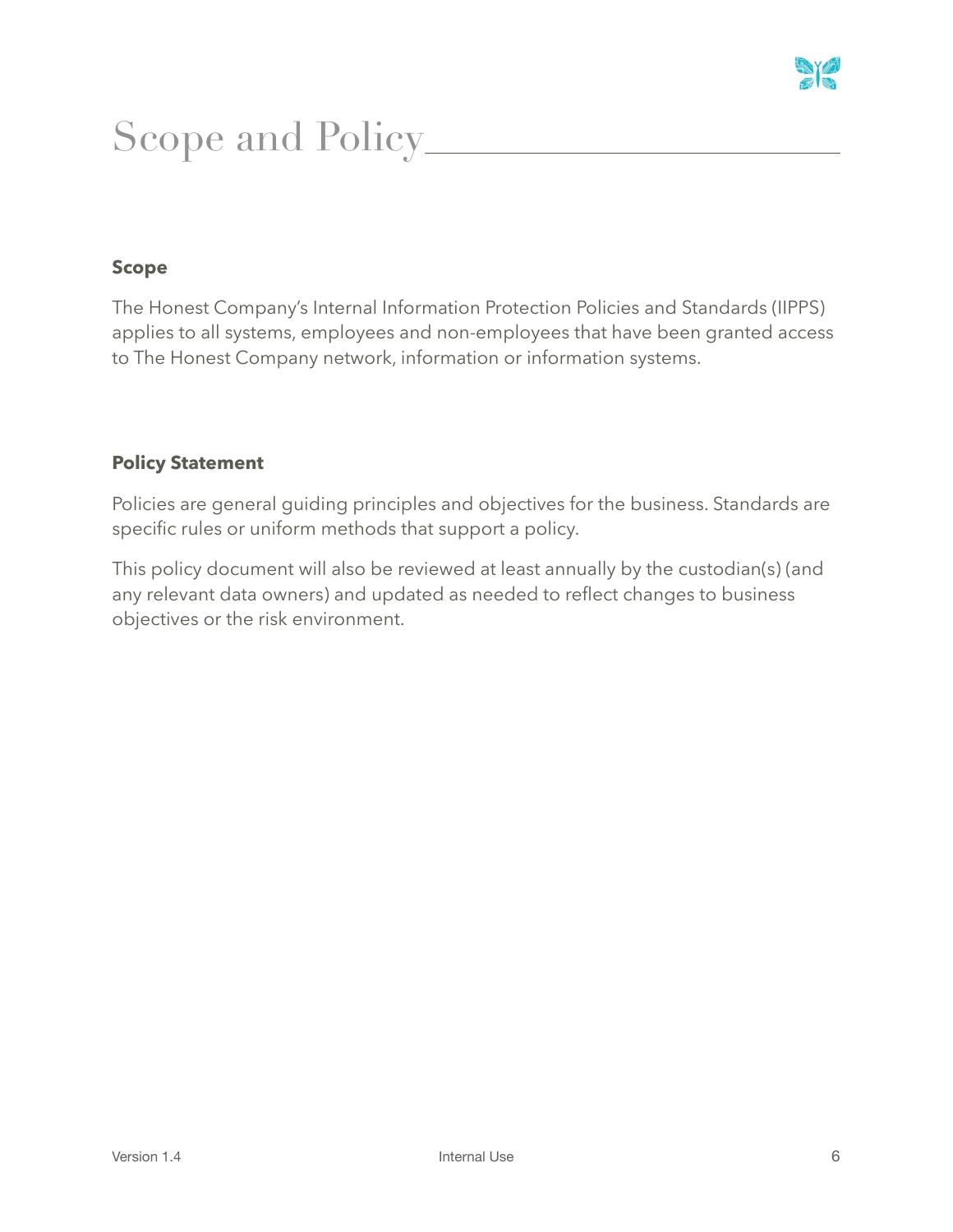# Scope and Policy

## Scope

The Honest Company's Internal Information Protection Policies and Standards (IIPPS) applies to all systems, employees and non-employees that have been granted access to The Honest Company network, information or information systems.

## Policy Statement

Policies are general guiding principles and objectives for the business. Standards are specific rules or uniform methods that support a policy.

This policy document will also be reviewed at least annually by the custodian(s) (and any relevant data owners) and updated as needed to reflect changes to business objectives or the risk environment.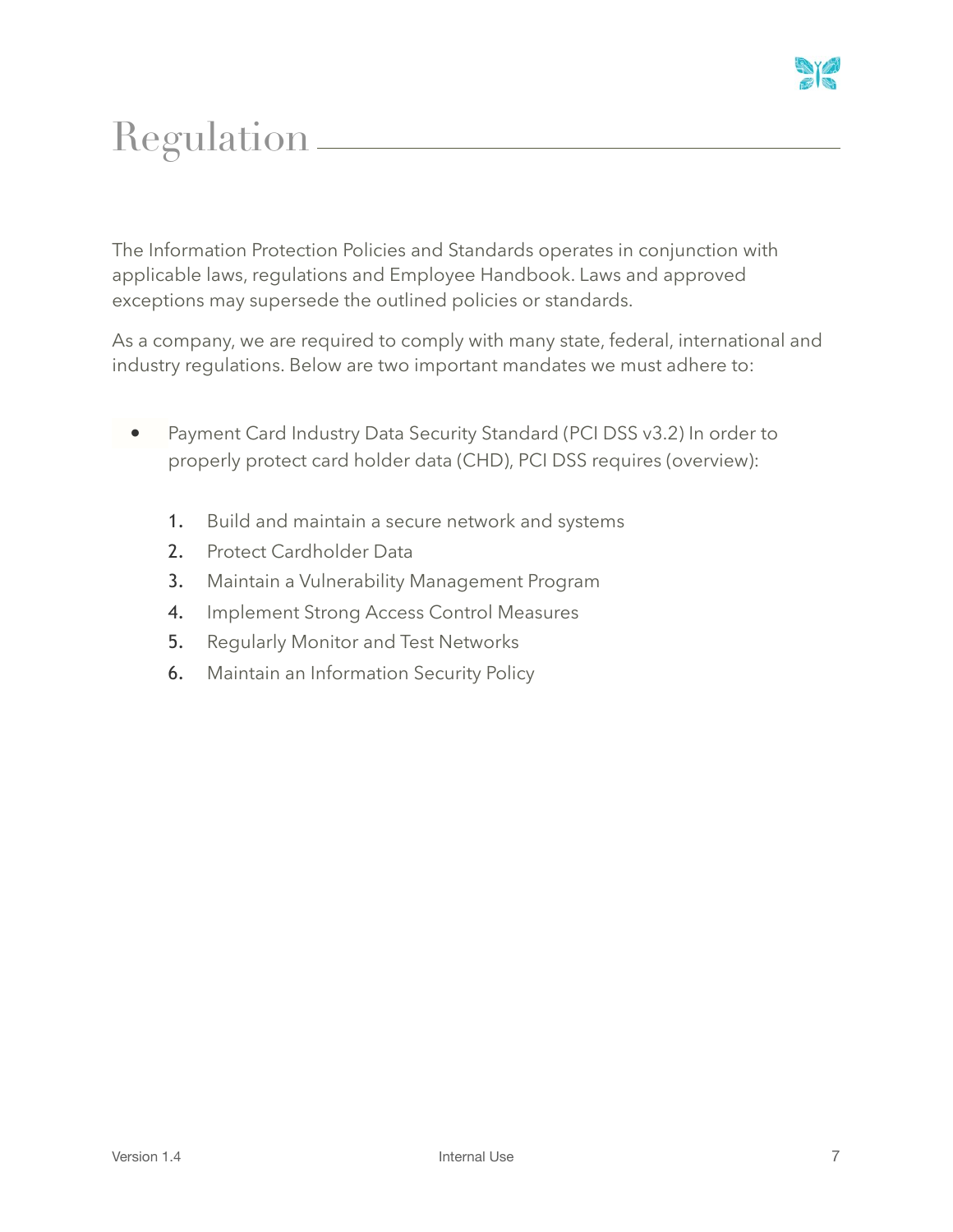# Regulation

The Information Protection Policies and Standards operates in conjunction with applicable laws, regulations and Employee Handbook. Laws and approved exceptions may supersede the outlined policies or standards.

As a company, we are required to comply with many state, federal, international and industry regulations. Below are two important mandates we must adhere to:

- Payment Card Industry Data Security Standard (PCI DSS v3.2) In order to properly protect card holder data (CHD), PCI DSS requires (overview):

    1. Build and maintain a secure network and systems
    2. Protect Cardholder Data
    3. Maintain a Vulnerability Management Program
    4. Implement Strong Access Control Measures
    5. Regularly Monitor and Test Networks
    6. Maintain an Information Security Policy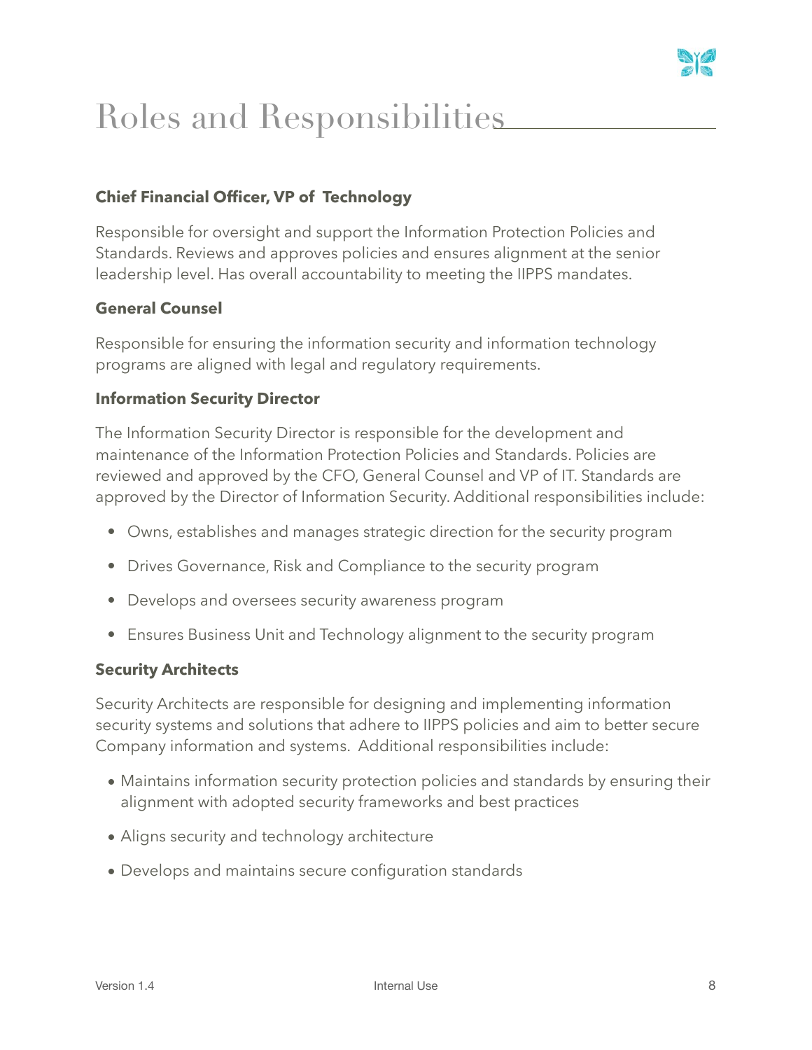# Roles and Responsibilities

**Chief Financial Officer, VP of  Technology**

Responsible for oversight and support the Information Protection Policies and Standards. Reviews and approves policies and ensures alignment at the senior leadership level. Has overall accountability to meeting the IIPPS mandates.

**General Counsel**

Responsible for ensuring the information security and information technology programs are aligned with legal and regulatory requirements.

**Information Security Director**

The Information Security Director is responsible for the development and maintenance of the Information Protection Policies and Standards. Policies are reviewed and approved by the CFO, General Counsel and VP of IT. Standards are approved by the Director of Information Security. Additional responsibilities include:

- Owns, establishes and manages strategic direction for the security program
- Drives Governance, Risk and Compliance to the security program
- Develops and oversees security awareness program
- Ensures Business Unit and Technology alignment to the security program

**Security Architects**

Security Architects are responsible for designing and implementing information security systems and solutions that adhere to IIPPS policies and aim to better secure Company information and systems.  Additional responsibilities include:

- Maintains information security protection policies and standards by ensuring their alignment with adopted security frameworks and best practices
- Aligns security and technology architecture
- Develops and maintains secure configuration standards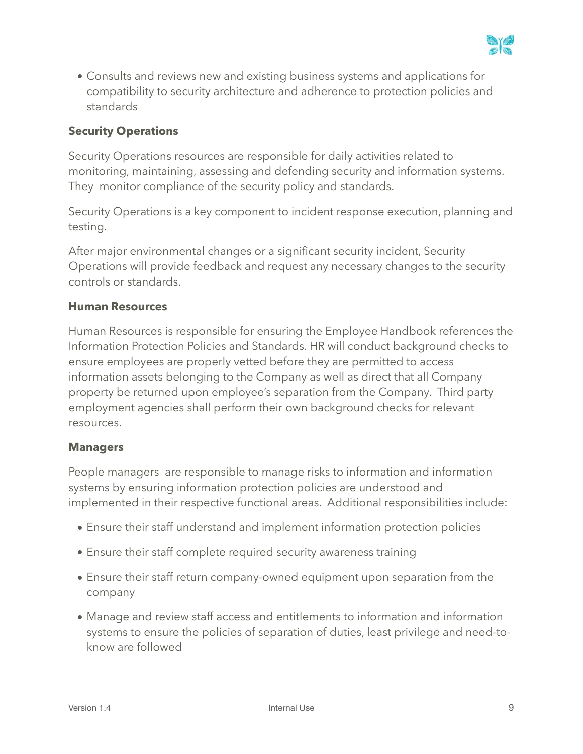- Consults and reviews new and existing business systems and applications for compatibility to security architecture and adherence to protection policies and standards

### Security Operations

Security Operations resources are responsible for daily activities related to monitoring, maintaining, assessing and defending security and information systems. They monitor compliance of the security policy and standards.

Security Operations is a key component to incident response execution, planning and testing.

After major environmental changes or a significant security incident, Security Operations will provide feedback and request any necessary changes to the security controls or standards.

### Human Resources

Human Resources is responsible for ensuring the Employee Handbook references the Information Protection Policies and Standards. HR will conduct background checks to ensure employees are properly vetted before they are permitted to access information assets belonging to the Company as well as direct that all Company property be returned upon employee's separation from the Company. Third party employment agencies shall perform their own background checks for relevant resources.

### Managers

People managers are responsible to manage risks to information and information systems by ensuring information protection policies are understood and implemented in their respective functional areas. Additional responsibilities include:

- Ensure their staff understand and implement information protection policies
- Ensure their staff complete required security awareness training
- Ensure their staff return company-owned equipment upon separation from the company
- Manage and review staff access and entitlements to information and information systems to ensure the policies of separation of duties, least privilege and need-to-know are followed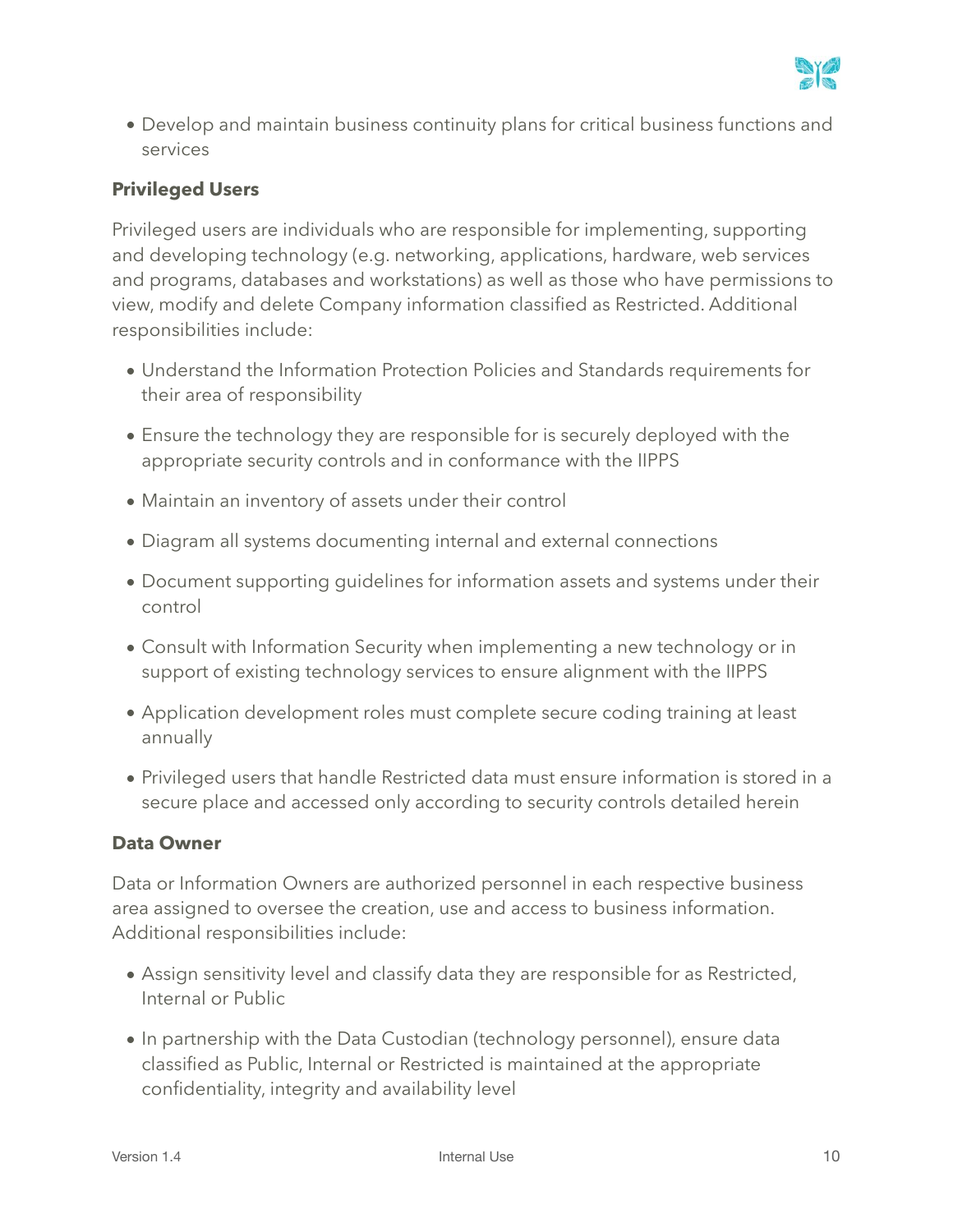- Develop and maintain business continuity plans for critical business functions and services

### Privileged Users

Privileged users are individuals who are responsible for implementing, supporting and developing technology (e.g. networking, applications, hardware, web services and programs, databases and workstations) as well as those who have permissions to view, modify and delete Company information classified as Restricted. Additional responsibilities include:

- Understand the Information Protection Policies and Standards requirements for their area of responsibility
- Ensure the technology they are responsible for is securely deployed with the appropriate security controls and in conformance with the IIPPS
- Maintain an inventory of assets under their control
- Diagram all systems documenting internal and external connections
- Document supporting guidelines for information assets and systems under their control
- Consult with Information Security when implementing a new technology or in support of existing technology services to ensure alignment with the IIPPS
- Application development roles must complete secure coding training at least annually
- Privileged users that handle Restricted data must ensure information is stored in a secure place and accessed only according to security controls detailed herein

### Data Owner

Data or Information Owners are authorized personnel in each respective business area assigned to oversee the creation, use and access to business information. Additional responsibilities include:

- Assign sensitivity level and classify data they are responsible for as Restricted, Internal or Public
- In partnership with the Data Custodian (technology personnel), ensure data classified as Public, Internal or Restricted is maintained at the appropriate confidentiality, integrity and availability level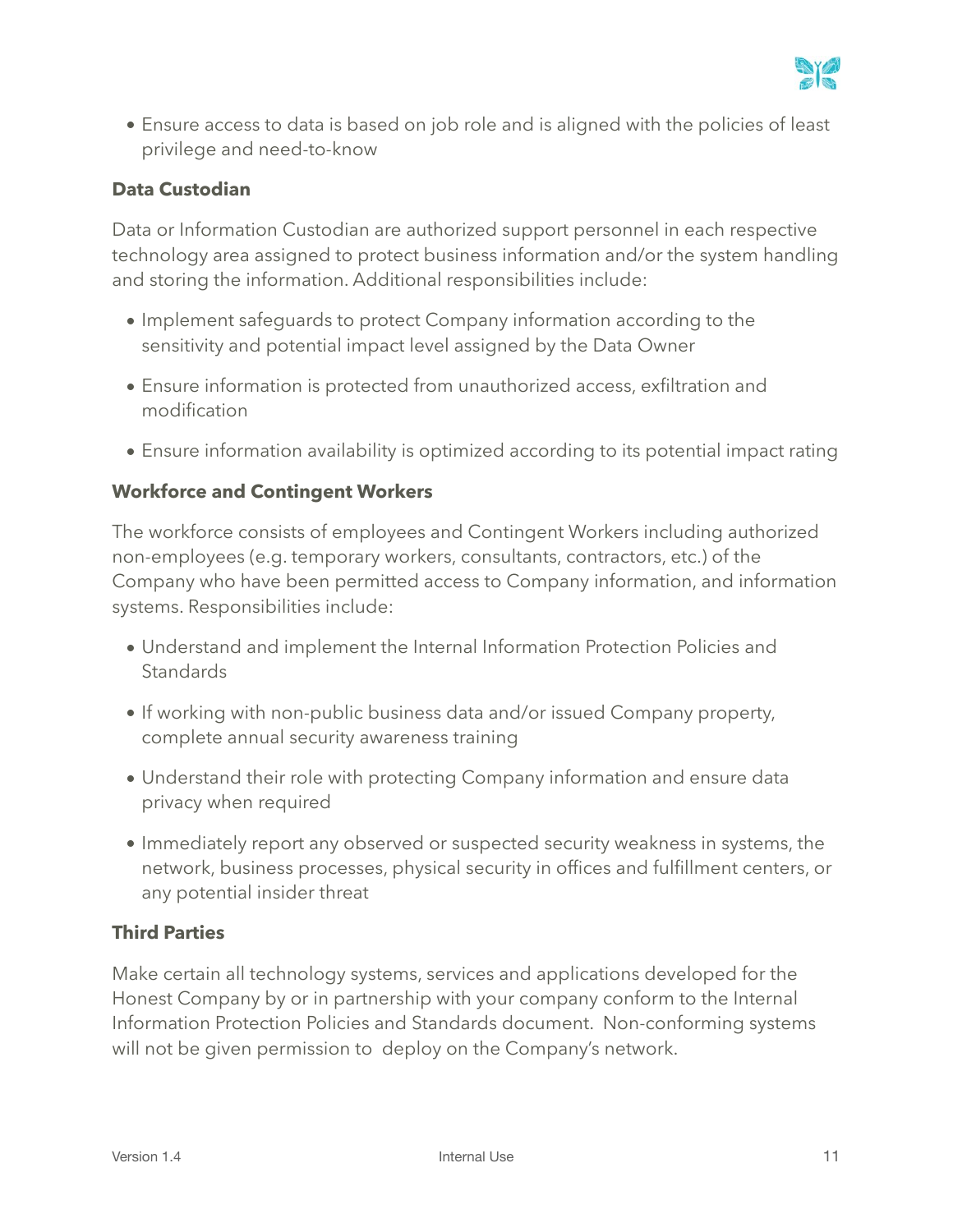- Ensure access to data is based on job role and is aligned with the policies of least privilege and need-to-know

### Data Custodian

Data or Information Custodian are authorized support personnel in each respective technology area assigned to protect business information and/or the system handling and storing the information. Additional responsibilities include:

- Implement safeguards to protect Company information according to the sensitivity and potential impact level assigned by the Data Owner
- Ensure information is protected from unauthorized access, exfiltration and modification
- Ensure information availability is optimized according to its potential impact rating

### Workforce and Contingent Workers

The workforce consists of employees and Contingent Workers including authorized non-employees (e.g. temporary workers, consultants, contractors, etc.) of the Company who have been permitted access to Company information, and information systems. Responsibilities include:

- Understand and implement the Internal Information Protection Policies and Standards
- If working with non-public business data and/or issued Company property, complete annual security awareness training
- Understand their role with protecting Company information and ensure data privacy when required
- Immediately report any observed or suspected security weakness in systems, the network, business processes, physical security in offices and fulfillment centers, or any potential insider threat

### Third Parties

Make certain all technology systems, services and applications developed for the Honest Company by or in partnership with your company conform to the Internal Information Protection Policies and Standards document. Non-conforming systems will not be given permission to deploy on the Company's network.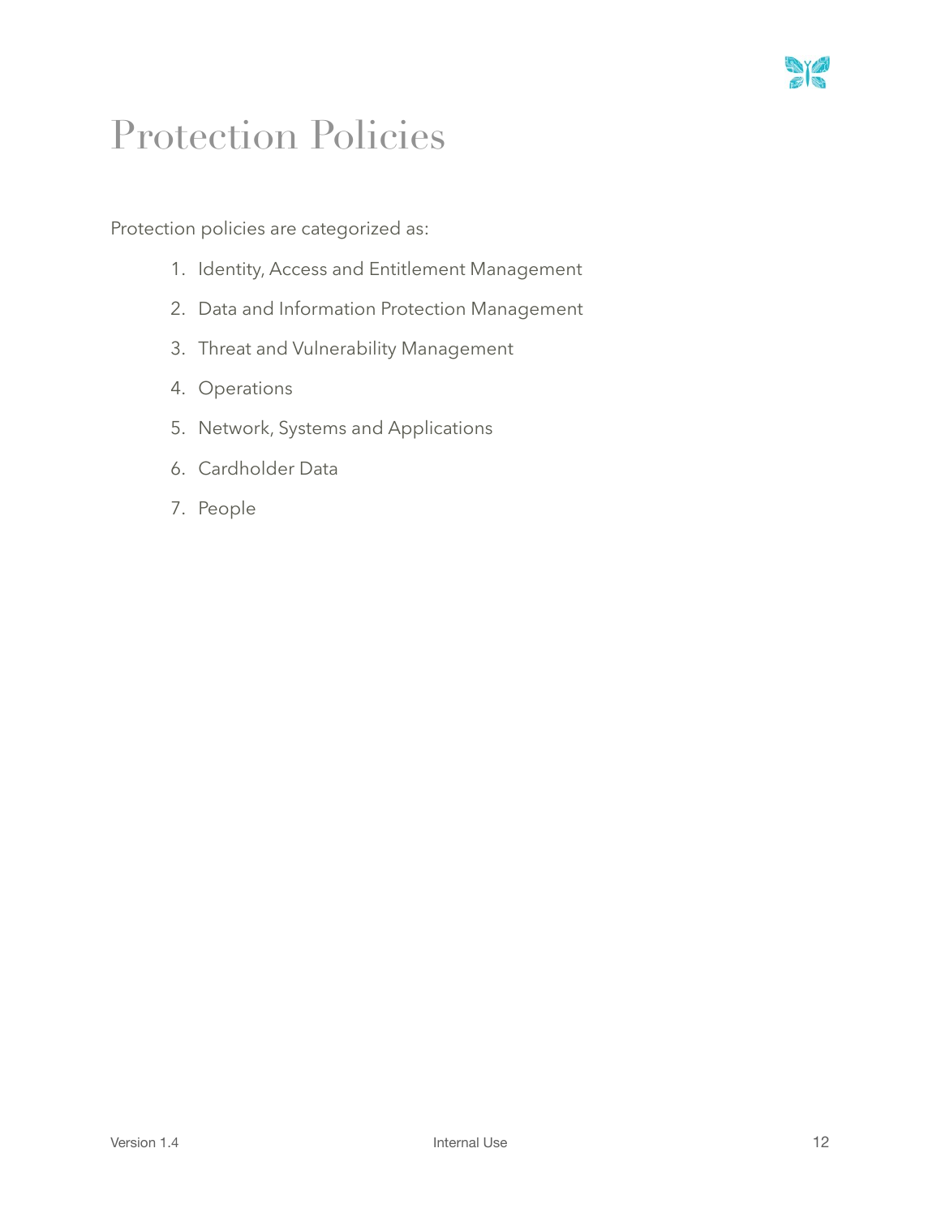# Protection Policies

Protection policies are categorized as:

1. Identity, Access and Entitlement Management
2. Data and Information Protection Management
3. Threat and Vulnerability Management
4. Operations
5. Network, Systems and Applications
6. Cardholder Data
7. People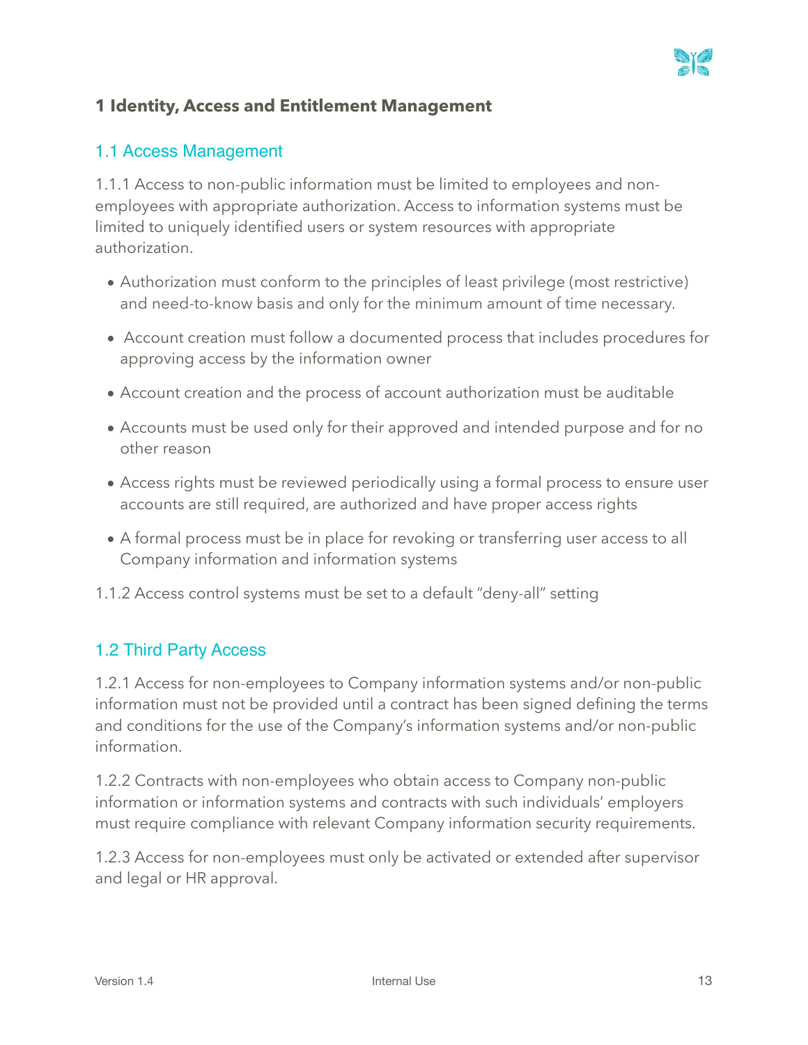# 1 Identity, Access and Entitlement Management

## 1.1 Access Management

1.1.1 Access to non-public information must be limited to employees and non-employees with appropriate authorization. Access to information systems must be limited to uniquely identified users or system resources with appropriate authorization.

- Authorization must conform to the principles of least privilege (most restrictive) and need-to-know basis and only for the minimum amount of time necessary.
- Account creation must follow a documented process that includes procedures for approving access by the information owner
- Account creation and the process of account authorization must be auditable
- Accounts must be used only for their approved and intended purpose and for no other reason
- Access rights must be reviewed periodically using a formal process to ensure user accounts are still required, are authorized and have proper access rights
- A formal process must be in place for revoking or transferring user access to all Company information and information systems

1.1.2 Access control systems must be set to a default "deny-all" setting

## 1.2 Third Party Access

1.2.1 Access for non-employees to Company information systems and/or non-public information must not be provided until a contract has been signed defining the terms and conditions for the use of the Company's information systems and/or non-public information.

1.2.2 Contracts with non-employees who obtain access to Company non-public information or information systems and contracts with such individuals' employers must require compliance with relevant Company information security requirements.

1.2.3 Access for non-employees must only be activated or extended after supervisor and legal or HR approval.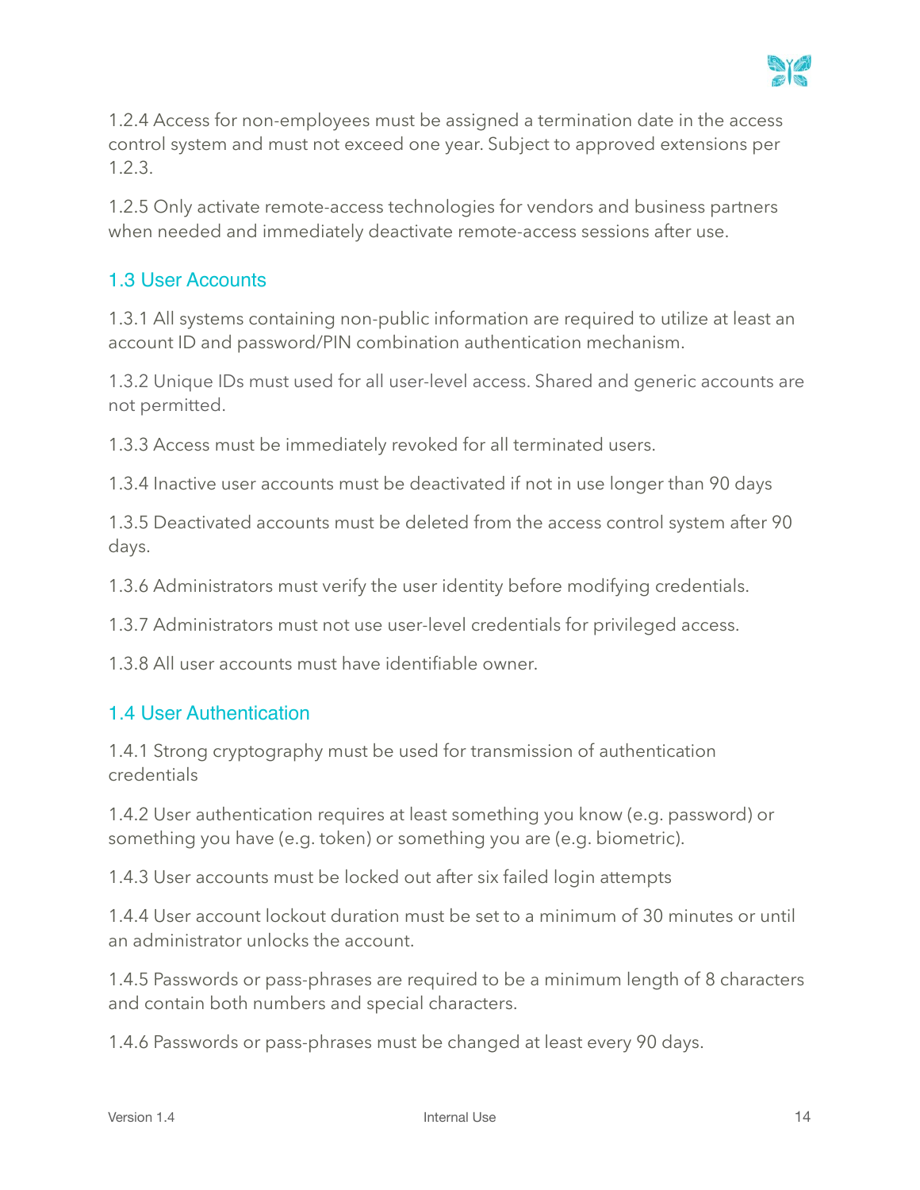1.2.4 Access for non-employees must be assigned a termination date in the access control system and must not exceed one year. Subject to approved extensions per 1.2.3.

1.2.5 Only activate remote-access technologies for vendors and business partners when needed and immediately deactivate remote-access sessions after use.

## 1.3 User Accounts

1.3.1 All systems containing non-public information are required to utilize at least an account ID and password/PIN combination authentication mechanism.

1.3.2 Unique IDs must used for all user-level access. Shared and generic accounts are not permitted.

1.3.3 Access must be immediately revoked for all terminated users.

1.3.4 Inactive user accounts must be deactivated if not in use longer than 90 days

1.3.5 Deactivated accounts must be deleted from the access control system after 90 days.

1.3.6 Administrators must verify the user identity before modifying credentials.

1.3.7 Administrators must not use user-level credentials for privileged access.

1.3.8 All user accounts must have identifiable owner.

## 1.4 User Authentication

1.4.1 Strong cryptography must be used for transmission of authentication credentials

1.4.2 User authentication requires at least something you know (e.g. password) or something you have (e.g. token) or something you are (e.g. biometric).

1.4.3 User accounts must be locked out after six failed login attempts

1.4.4 User account lockout duration must be set to a minimum of 30 minutes or until an administrator unlocks the account.

1.4.5 Passwords or pass-phrases are required to be a minimum length of 8 characters and contain both numbers and special characters.

1.4.6 Passwords or pass-phrases must be changed at least every 90 days.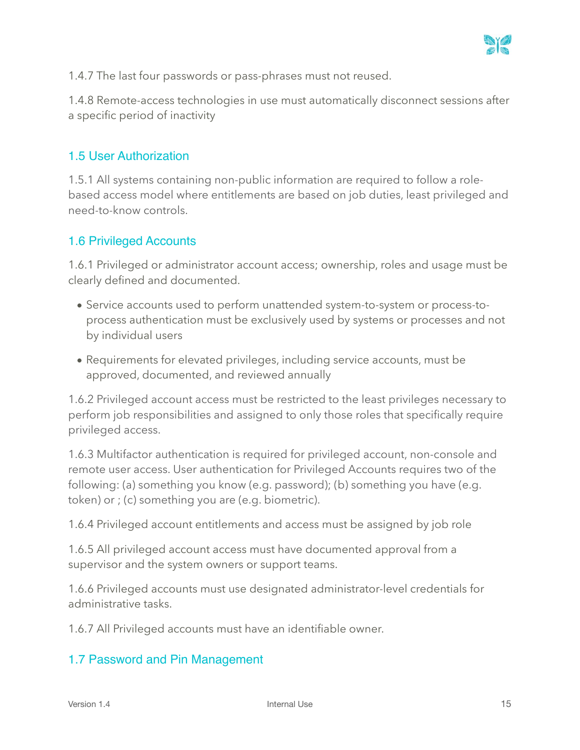1.4.7 The last four passwords or pass-phrases must not reused.

1.4.8 Remote-access technologies in use must automatically disconnect sessions after a specific period of inactivity

### 1.5 User Authorization

1.5.1 All systems containing non-public information are required to follow a role-based access model where entitlements are based on job duties, least privileged and need-to-know controls.

### 1.6 Privileged Accounts

1.6.1 Privileged or administrator account access; ownership, roles and usage must be clearly defined and documented.

- Service accounts used to perform unattended system-to-system or process-to-process authentication must be exclusively used by systems or processes and not by individual users
- Requirements for elevated privileges, including service accounts, must be approved, documented, and reviewed annually

1.6.2 Privileged account access must be restricted to the least privileges necessary to perform job responsibilities and assigned to only those roles that specifically require privileged access.

1.6.3 Multifactor authentication is required for privileged account, non-console and remote user access. User authentication for Privileged Accounts requires two of the following: (a) something you know (e.g. password); (b) something you have (e.g. token) or ; (c) something you are (e.g. biometric).

1.6.4 Privileged account entitlements and access must be assigned by job role

1.6.5 All privileged account access must have documented approval from a supervisor and the system owners or support teams.

1.6.6 Privileged accounts must use designated administrator-level credentials for administrative tasks.

1.6.7 All Privileged accounts must have an identifiable owner.

### 1.7 Password and Pin Management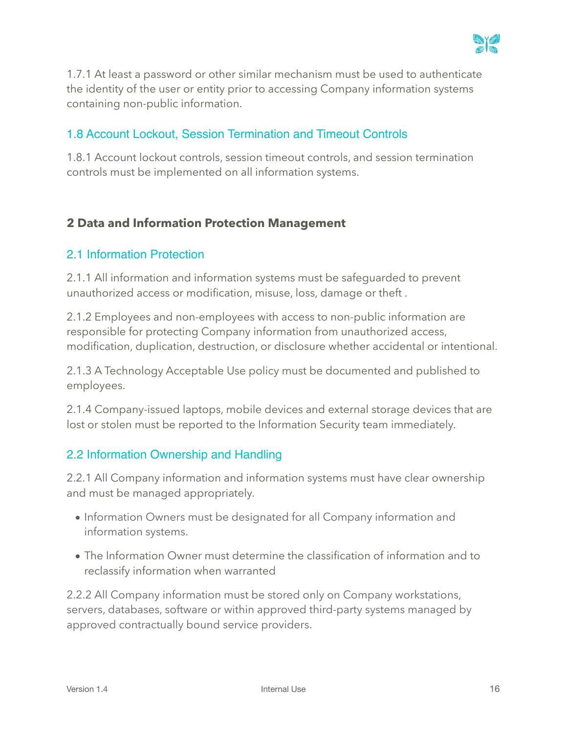1.7.1 At least a password or other similar mechanism must be used to authenticate the identity of the user or entity prior to accessing Company information systems containing non-public information.

### 1.8 Account Lockout, Session Termination and Timeout Controls

1.8.1 Account lockout controls, session timeout controls, and session termination controls must be implemented on all information systems.

## 2 Data and Information Protection Management

### 2.1 Information Protection

2.1.1 All information and information systems must be safeguarded to prevent unauthorized access or modification, misuse, loss, damage or theft .

2.1.2 Employees and non-employees with access to non-public information are responsible for protecting Company information from unauthorized access, modification, duplication, destruction, or disclosure whether accidental or intentional.

2.1.3 A Technology Acceptable Use policy must be documented and published to employees.

2.1.4 Company-issued laptops, mobile devices and external storage devices that are lost or stolen must be reported to the Information Security team immediately.

### 2.2 Information Ownership and Handling

2.2.1 All Company information and information systems must have clear ownership and must be managed appropriately.

- Information Owners must be designated for all Company information and information systems.
- The Information Owner must determine the classification of information and to reclassify information when warranted

2.2.2 All Company information must be stored only on Company workstations, servers, databases, software or within approved third-party systems managed by approved contractually bound service providers.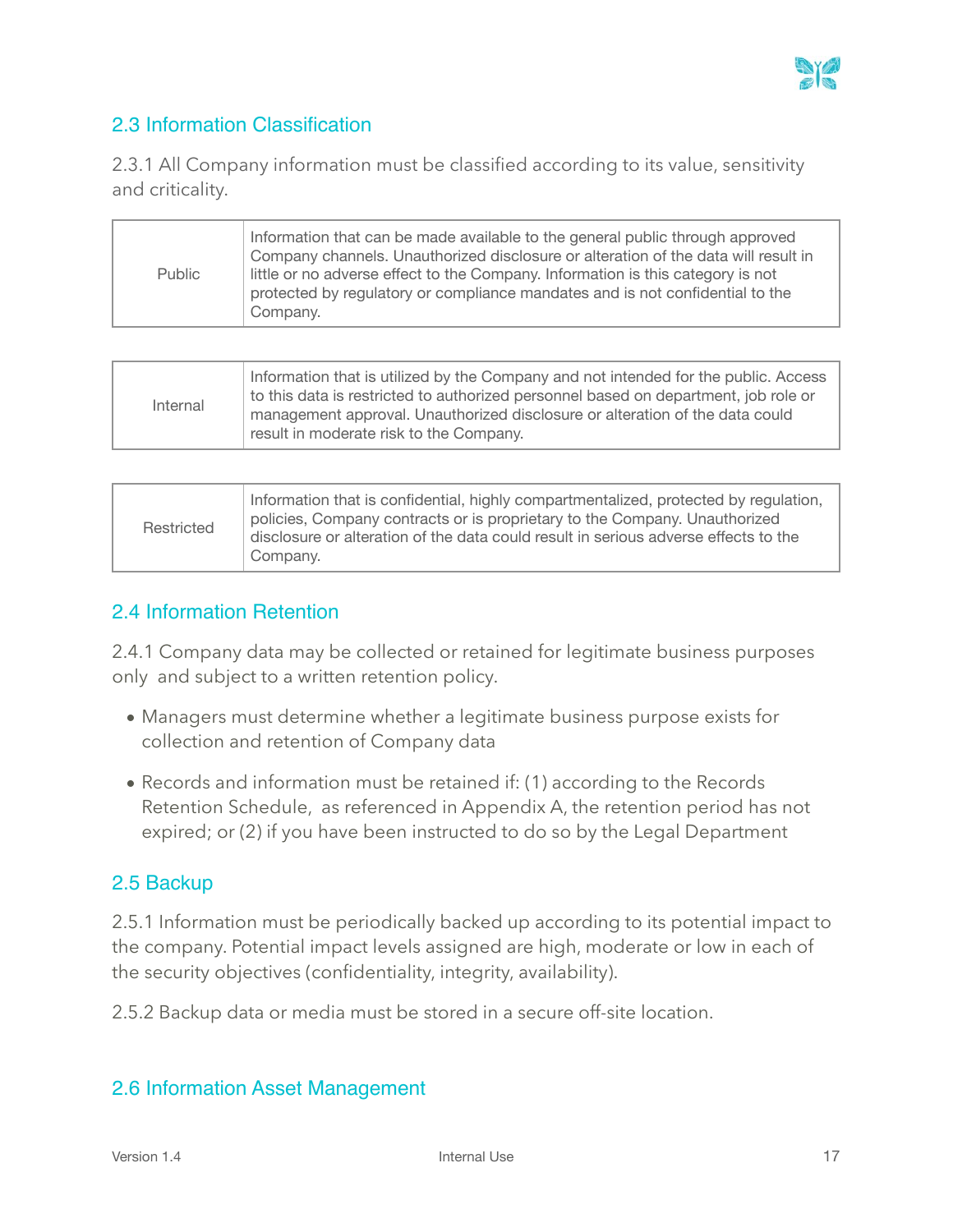## 2.3 Information Classification

2.3.1 All Company information must be classified according to its value, sensitivity and criticality.

| | |
|---|---|
| Public | Information that can be made available to the general public through approved Company channels. Unauthorized disclosure or alteration of the data will result in little or no adverse effect to the Company. Information is this category is not protected by regulatory or compliance mandates and is not confidential to the Company. |
| Internal | Information that is utilized by the Company and not intended for the public. Access to this data is restricted to authorized personnel based on department, job role or management approval. Unauthorized disclosure or alteration of the data could result in moderate risk to the Company. |
| Restricted | Information that is confidential, highly compartmentalized, protected by regulation, policies, Company contracts or is proprietary to the Company. Unauthorized disclosure or alteration of the data could result in serious adverse effects to the Company. |

## 2.4 Information Retention

2.4.1 Company data may be collected or retained for legitimate business purposes only and subject to a written retention policy.

- Managers must determine whether a legitimate business purpose exists for collection and retention of Company data
- Records and information must be retained if: (1) according to the Records Retention Schedule, as referenced in Appendix A, the retention period has not expired; or (2) if you have been instructed to do so by the Legal Department

## 2.5 Backup

2.5.1 Information must be periodically backed up according to its potential impact to the company. Potential impact levels assigned are high, moderate or low in each of the security objectives (confidentiality, integrity, availability).

2.5.2 Backup data or media must be stored in a secure off-site location.

## 2.6 Information Asset Management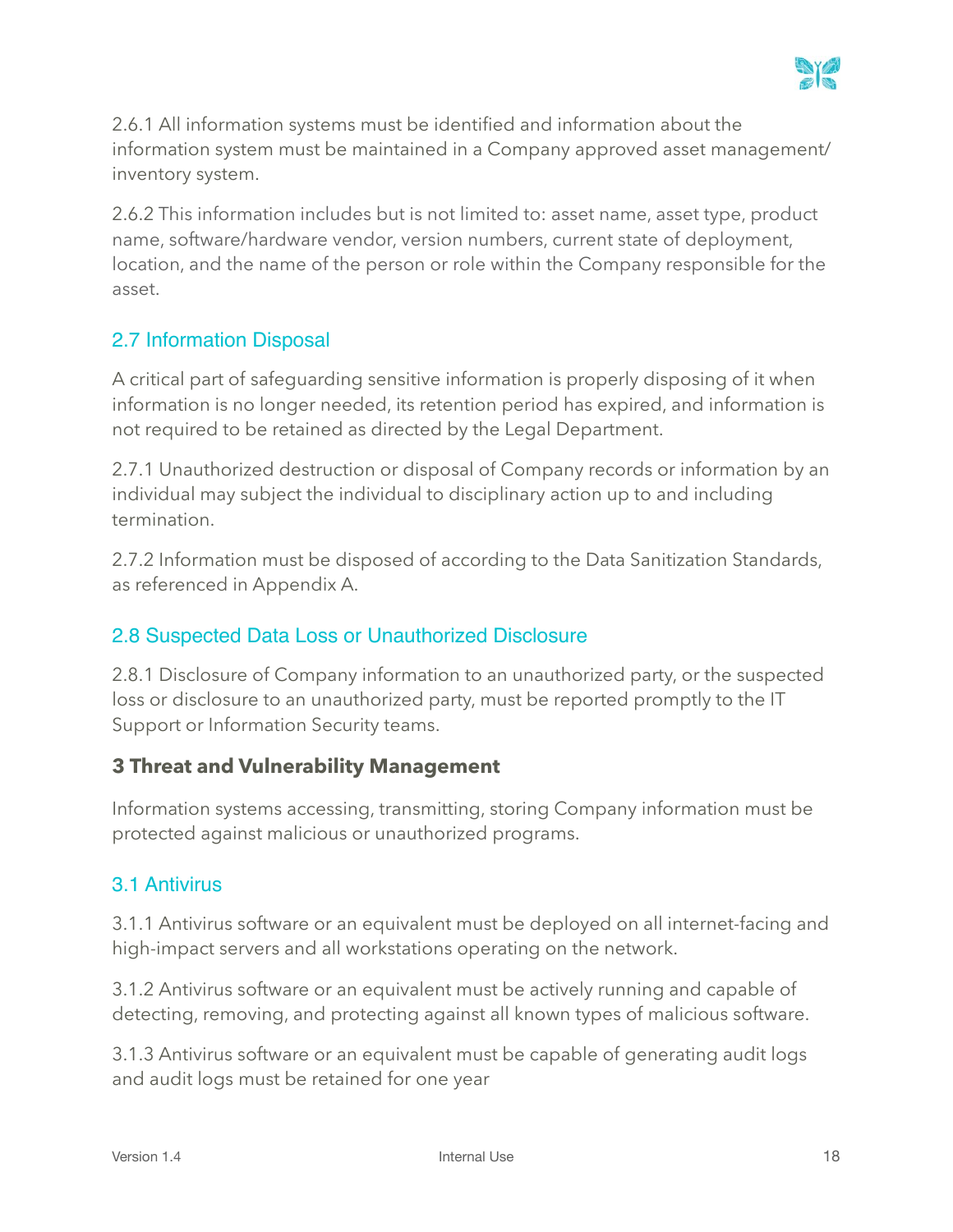2.6.1 All information systems must be identified and information about the information system must be maintained in a Company approved asset management/ inventory system.

2.6.2 This information includes but is not limited to: asset name, asset type, product name, software/hardware vendor, version numbers, current state of deployment, location, and the name of the person or role within the Company responsible for the asset.

### 2.7 Information Disposal

A critical part of safeguarding sensitive information is properly disposing of it when information is no longer needed, its retention period has expired, and information is not required to be retained as directed by the Legal Department.

2.7.1 Unauthorized destruction or disposal of Company records or information by an individual may subject the individual to disciplinary action up to and including termination.

2.7.2 Information must be disposed of according to the Data Sanitization Standards, as referenced in Appendix A.

### 2.8 Suspected Data Loss or Unauthorized Disclosure

2.8.1 Disclosure of Company information to an unauthorized party, or the suspected loss or disclosure to an unauthorized party, must be reported promptly to the IT Support or Information Security teams.

## 3 Threat and Vulnerability Management

Information systems accessing, transmitting, storing Company information must be protected against malicious or unauthorized programs.

### 3.1 Antivirus

3.1.1 Antivirus software or an equivalent must be deployed on all internet-facing and high-impact servers and all workstations operating on the network.

3.1.2 Antivirus software or an equivalent must be actively running and capable of detecting, removing, and protecting against all known types of malicious software.

3.1.3 Antivirus software or an equivalent must be capable of generating audit logs and audit logs must be retained for one year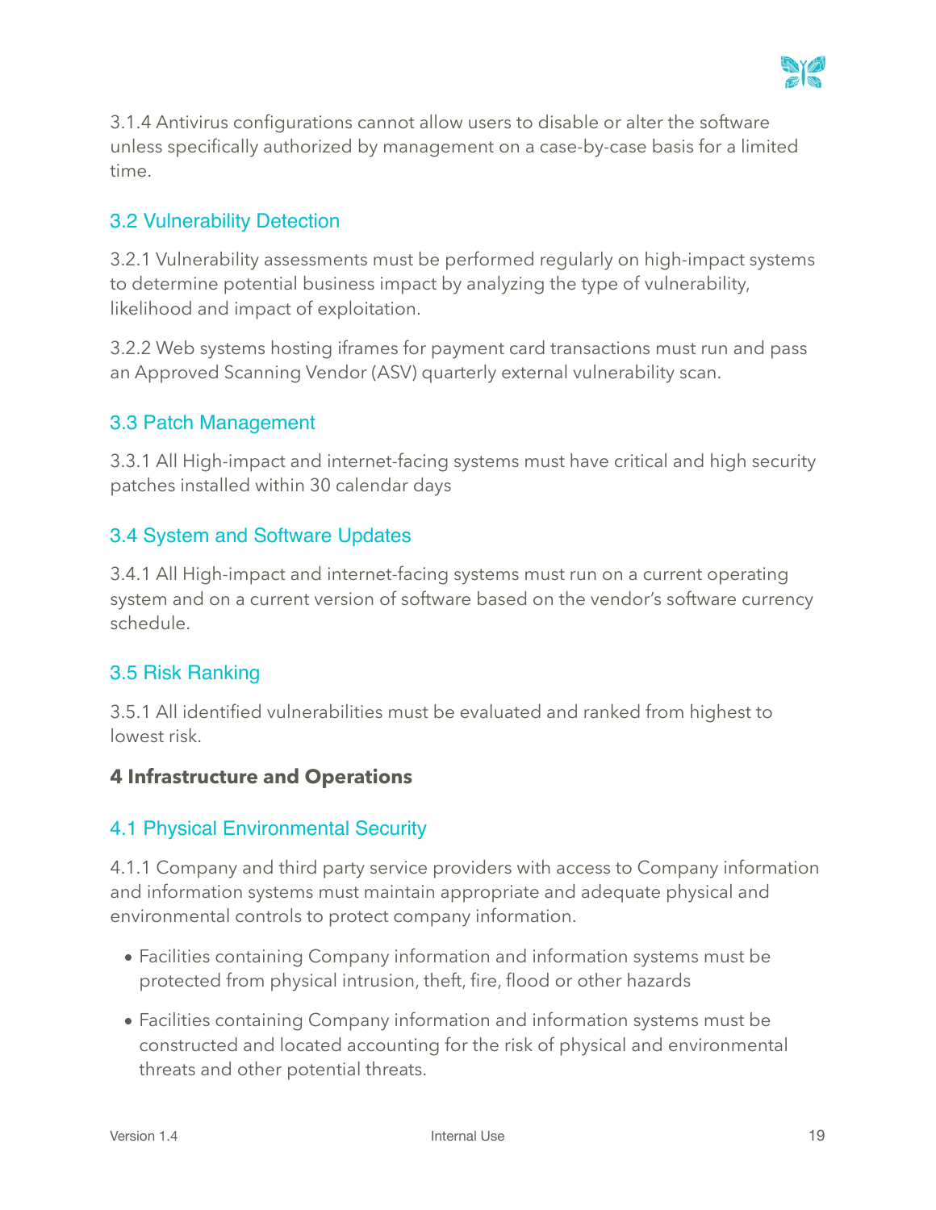3.1.4 Antivirus configurations cannot allow users to disable or alter the software unless specifically authorized by management on a case-by-case basis for a limited time.

### 3.2 Vulnerability Detection

3.2.1 Vulnerability assessments must be performed regularly on high-impact systems to determine potential business impact by analyzing the type of vulnerability, likelihood and impact of exploitation.

3.2.2 Web systems hosting iframes for payment card transactions must run and pass an Approved Scanning Vendor (ASV) quarterly external vulnerability scan.

### 3.3 Patch Management

3.3.1 All High-impact and internet-facing systems must have critical and high security patches installed within 30 calendar days

### 3.4 System and Software Updates

3.4.1 All High-impact and internet-facing systems must run on a current operating system and on a current version of software based on the vendor's software currency schedule.

### 3.5 Risk Ranking

3.5.1 All identified vulnerabilities must be evaluated and ranked from highest to lowest risk.

## 4 Infrastructure and Operations

### 4.1 Physical Environmental Security

4.1.1 Company and third party service providers with access to Company information and information systems must maintain appropriate and adequate physical and environmental controls to protect company information.

- Facilities containing Company information and information systems must be protected from physical intrusion, theft, fire, flood or other hazards
- Facilities containing Company information and information systems must be constructed and located accounting for the risk of physical and environmental threats and other potential threats.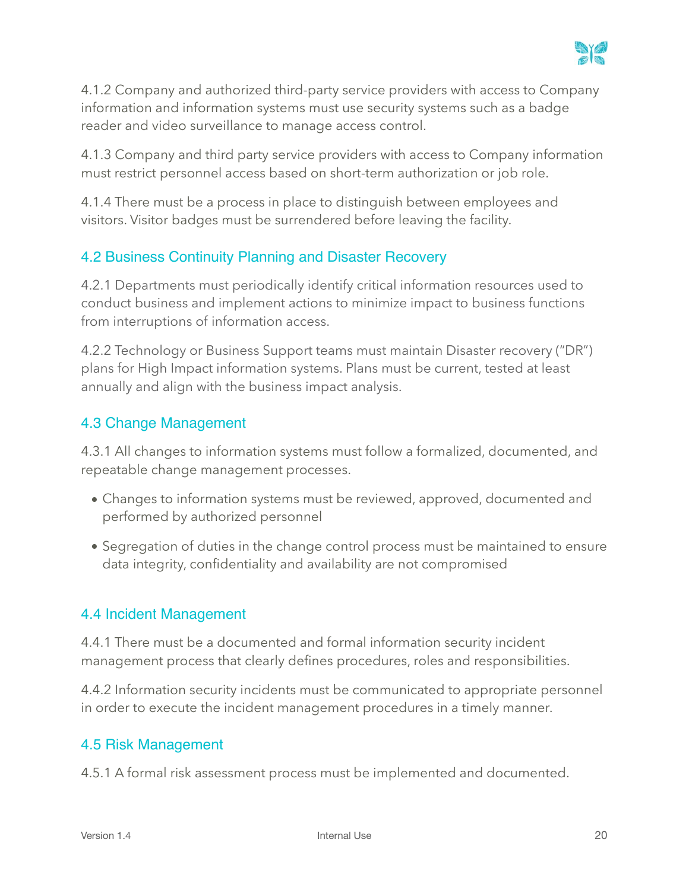4.1.2 Company and authorized third-party service providers with access to Company information and information systems must use security systems such as a badge reader and video surveillance to manage access control.

4.1.3 Company and third party service providers with access to Company information must restrict personnel access based on short-term authorization or job role.

4.1.4 There must be a process in place to distinguish between employees and visitors. Visitor badges must be surrendered before leaving the facility.

### 4.2 Business Continuity Planning and Disaster Recovery

4.2.1 Departments must periodically identify critical information resources used to conduct business and implement actions to minimize impact to business functions from interruptions of information access.

4.2.2 Technology or Business Support teams must maintain Disaster recovery ("DR") plans for High Impact information systems. Plans must be current, tested at least annually and align with the business impact analysis.

### 4.3 Change Management

4.3.1 All changes to information systems must follow a formalized, documented, and repeatable change management processes.

- Changes to information systems must be reviewed, approved, documented and performed by authorized personnel
- Segregation of duties in the change control process must be maintained to ensure data integrity, confidentiality and availability are not compromised

### 4.4 Incident Management

4.4.1 There must be a documented and formal information security incident management process that clearly defines procedures, roles and responsibilities.

4.4.2 Information security incidents must be communicated to appropriate personnel in order to execute the incident management procedures in a timely manner.

### 4.5 Risk Management

4.5.1 A formal risk assessment process must be implemented and documented.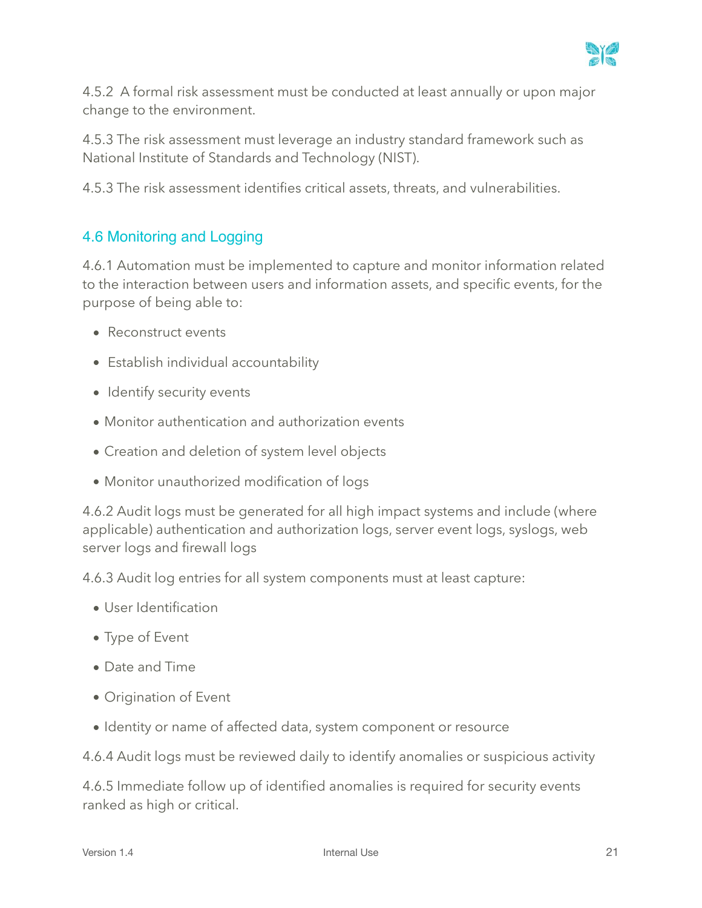4.5.2  A formal risk assessment must be conducted at least annually or upon major change to the environment.

4.5.3 The risk assessment must leverage an industry standard framework such as National Institute of Standards and Technology (NIST).

4.5.3 The risk assessment identifies critical assets, threats, and vulnerabilities.

## 4.6 Monitoring and Logging

4.6.1 Automation must be implemented to capture and monitor information related to the interaction between users and information assets, and specific events, for the purpose of being able to:

- Reconstruct events
- Establish individual accountability
- Identify security events
- Monitor authentication and authorization events
- Creation and deletion of system level objects
- Monitor unauthorized modification of logs

4.6.2 Audit logs must be generated for all high impact systems and include (where applicable) authentication and authorization logs, server event logs, syslogs, web server logs and firewall logs

4.6.3 Audit log entries for all system components must at least capture:

- User Identification
- Type of Event
- Date and Time
- Origination of Event
- Identity or name of affected data, system component or resource

4.6.4 Audit logs must be reviewed daily to identify anomalies or suspicious activity

4.6.5 Immediate follow up of identified anomalies is required for security events ranked as high or critical.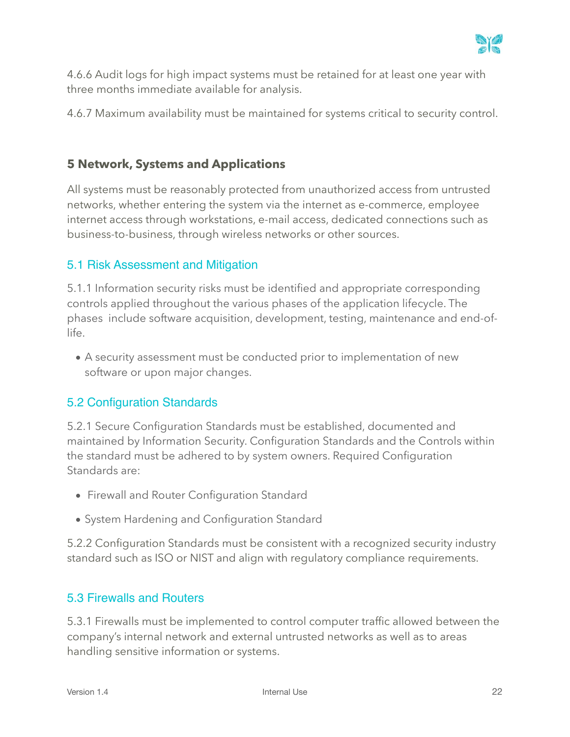4.6.6 Audit logs for high impact systems must be retained for at least one year with three months immediate available for analysis.

4.6.7 Maximum availability must be maintained for systems critical to security control.

## 5 Network, Systems and Applications

All systems must be reasonably protected from unauthorized access from untrusted networks, whether entering the system via the internet as e-commerce, employee internet access through workstations, e-mail access, dedicated connections such as business-to-business, through wireless networks or other sources.

### 5.1 Risk Assessment and Mitigation

5.1.1 Information security risks must be identified and appropriate corresponding controls applied throughout the various phases of the application lifecycle. The phases include software acquisition, development, testing, maintenance and end-of-life.

- A security assessment must be conducted prior to implementation of new software or upon major changes.

### 5.2 Configuration Standards

5.2.1 Secure Configuration Standards must be established, documented and maintained by Information Security. Configuration Standards and the Controls within the standard must be adhered to by system owners. Required Configuration Standards are:

- Firewall and Router Configuration Standard
- System Hardening and Configuration Standard

5.2.2 Configuration Standards must be consistent with a recognized security industry standard such as ISO or NIST and align with regulatory compliance requirements.

### 5.3 Firewalls and Routers

5.3.1 Firewalls must be implemented to control computer traffic allowed between the company's internal network and external untrusted networks as well as to areas handling sensitive information or systems.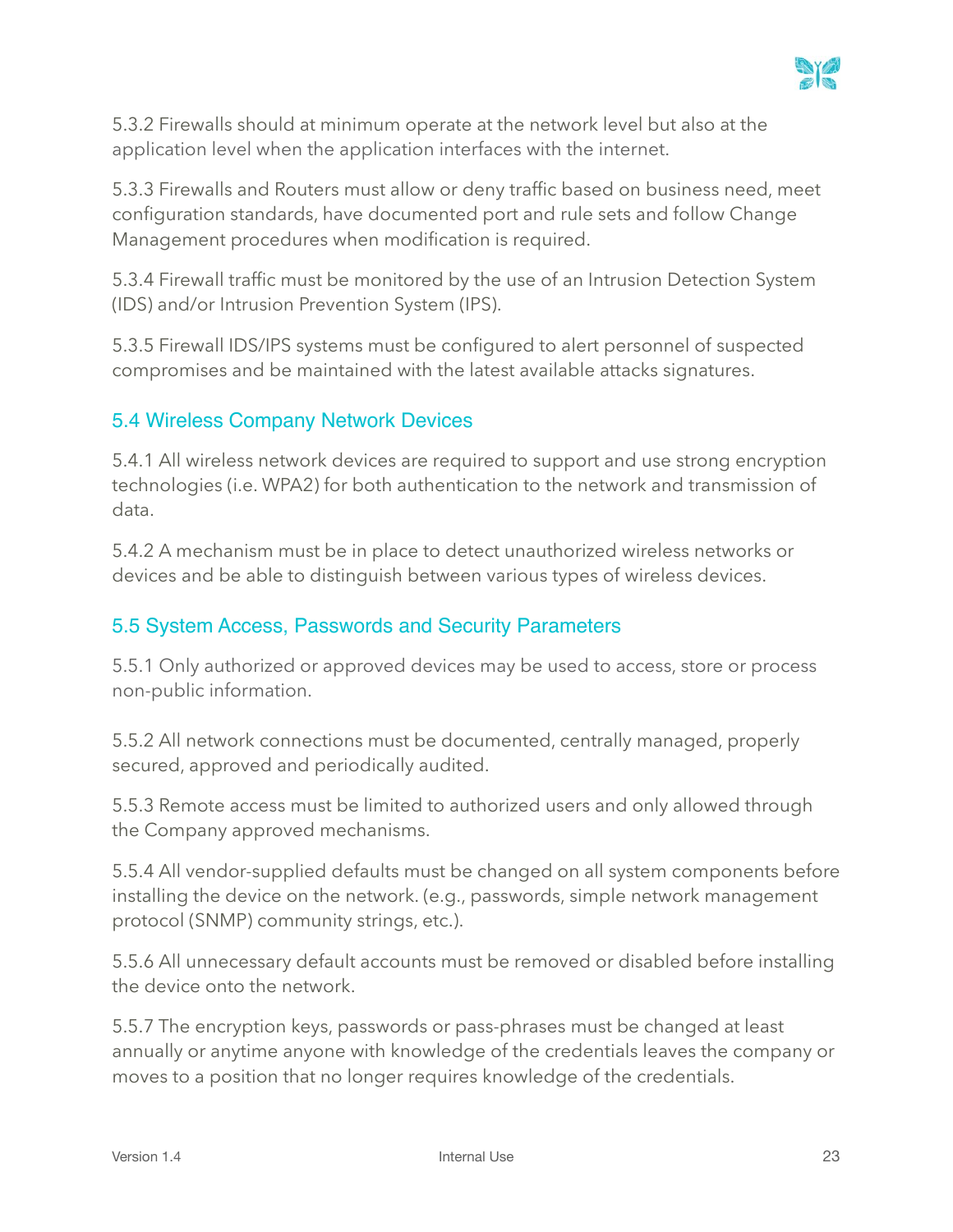5.3.2 Firewalls should at minimum operate at the network level but also at the application level when the application interfaces with the internet.

5.3.3 Firewalls and Routers must allow or deny traffic based on business need, meet configuration standards, have documented port and rule sets and follow Change Management procedures when modification is required.

5.3.4 Firewall traffic must be monitored by the use of an Intrusion Detection System (IDS) and/or Intrusion Prevention System (IPS).

5.3.5 Firewall IDS/IPS systems must be configured to alert personnel of suspected compromises and be maintained with the latest available attacks signatures.

### 5.4 Wireless Company Network Devices

5.4.1 All wireless network devices are required to support and use strong encryption technologies (i.e. WPA2) for both authentication to the network and transmission of data.

5.4.2 A mechanism must be in place to detect unauthorized wireless networks or devices and be able to distinguish between various types of wireless devices.

### 5.5 System Access, Passwords and Security Parameters

5.5.1 Only authorized or approved devices may be used to access, store or process non-public information.

5.5.2 All network connections must be documented, centrally managed, properly secured, approved and periodically audited.

5.5.3 Remote access must be limited to authorized users and only allowed through the Company approved mechanisms.

5.5.4 All vendor-supplied defaults must be changed on all system components before installing the device on the network. (e.g., passwords, simple network management protocol (SNMP) community strings, etc.).

5.5.6 All unnecessary default accounts must be removed or disabled before installing the device onto the network.

5.5.7 The encryption keys, passwords or pass-phrases must be changed at least annually or anytime anyone with knowledge of the credentials leaves the company or moves to a position that no longer requires knowledge of the credentials.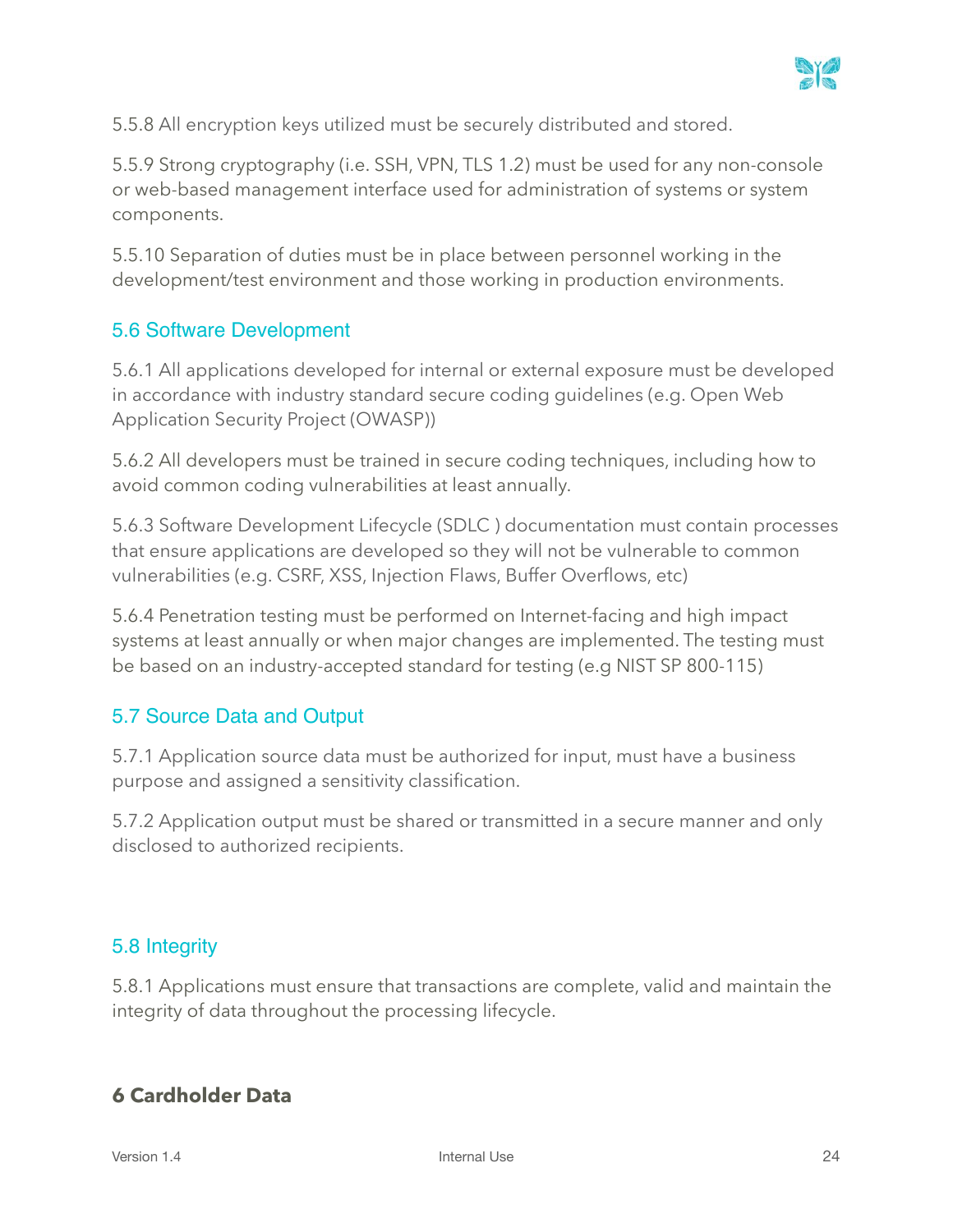5.5.8 All encryption keys utilized must be securely distributed and stored.

5.5.9 Strong cryptography (i.e. SSH, VPN, TLS 1.2) must be used for any non-console or web-based management interface used for administration of systems or system components.

5.5.10 Separation of duties must be in place between personnel working in the development/test environment and those working in production environments.

### 5.6 Software Development

5.6.1 All applications developed for internal or external exposure must be developed in accordance with industry standard secure coding guidelines (e.g. Open Web Application Security Project (OWASP))

5.6.2 All developers must be trained in secure coding techniques, including how to avoid common coding vulnerabilities at least annually.

5.6.3 Software Development Lifecycle (SDLC ) documentation must contain processes that ensure applications are developed so they will not be vulnerable to common vulnerabilities (e.g. CSRF, XSS, Injection Flaws, Buffer Overflows, etc)

5.6.4 Penetration testing must be performed on Internet-facing and high impact systems at least annually or when major changes are implemented. The testing must be based on an industry-accepted standard for testing (e.g NIST SP 800-115)

### 5.7 Source Data and Output

5.7.1 Application source data must be authorized for input, must have a business purpose and assigned a sensitivity classification.

5.7.2 Application output must be shared or transmitted in a secure manner and only disclosed to authorized recipients.

### 5.8 Integrity

5.8.1 Applications must ensure that transactions are complete, valid and maintain the integrity of data throughout the processing lifecycle.

## 6 Cardholder Data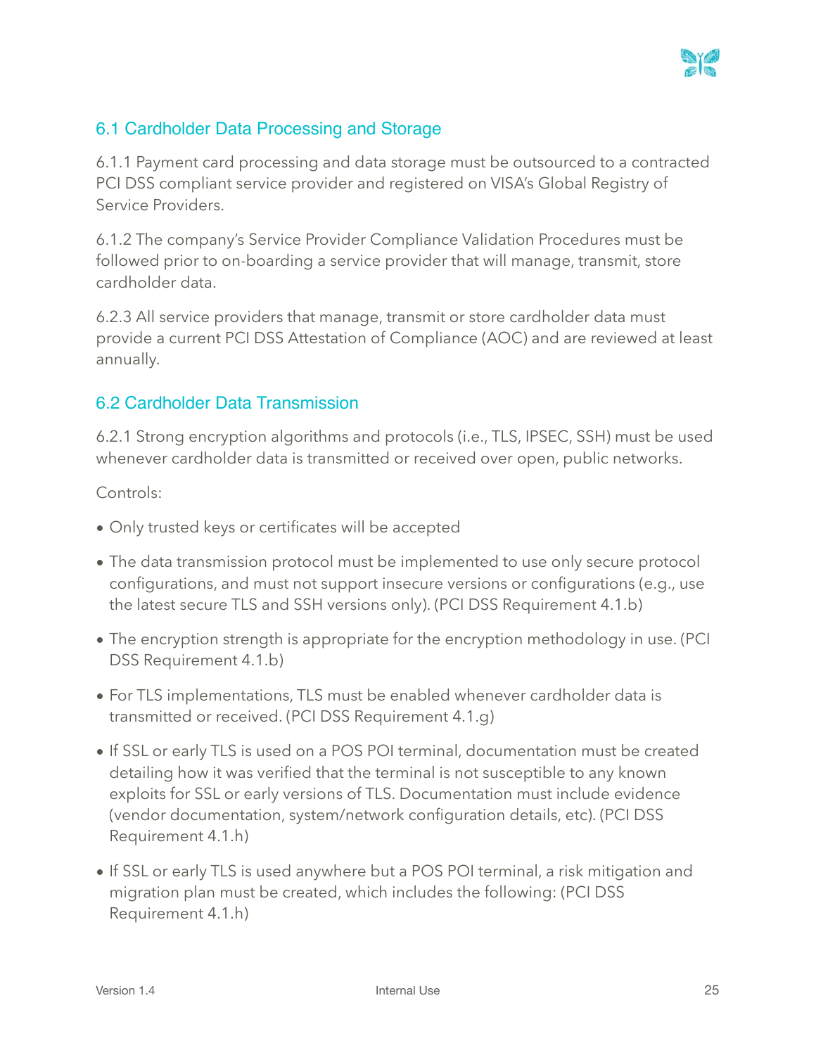## 6.1 Cardholder Data Processing and Storage

6.1.1 Payment card processing and data storage must be outsourced to a contracted PCI DSS compliant service provider and registered on VISA's Global Registry of Service Providers.

6.1.2 The company's Service Provider Compliance Validation Procedures must be followed prior to on-boarding a service provider that will manage, transmit, store cardholder data.

6.2.3 All service providers that manage, transmit or store cardholder data must provide a current PCI DSS Attestation of Compliance (AOC) and are reviewed at least annually.

## 6.2 Cardholder Data Transmission

6.2.1 Strong encryption algorithms and protocols (i.e., TLS, IPSEC, SSH) must be used whenever cardholder data is transmitted or received over open, public networks.

Controls:

- Only trusted keys or certificates will be accepted
- The data transmission protocol must be implemented to use only secure protocol configurations, and must not support insecure versions or configurations (e.g., use the latest secure TLS and SSH versions only). (PCI DSS Requirement 4.1.b)
- The encryption strength is appropriate for the encryption methodology in use. (PCI DSS Requirement 4.1.b)
- For TLS implementations, TLS must be enabled whenever cardholder data is transmitted or received. (PCI DSS Requirement 4.1.g)
- If SSL or early TLS is used on a POS POI terminal, documentation must be created detailing how it was verified that the terminal is not susceptible to any known exploits for SSL or early versions of TLS. Documentation must include evidence (vendor documentation, system/network configuration details, etc). (PCI DSS Requirement 4.1.h)
- If SSL or early TLS is used anywhere but a POS POI terminal, a risk mitigation and migration plan must be created, which includes the following: (PCI DSS Requirement 4.1.h)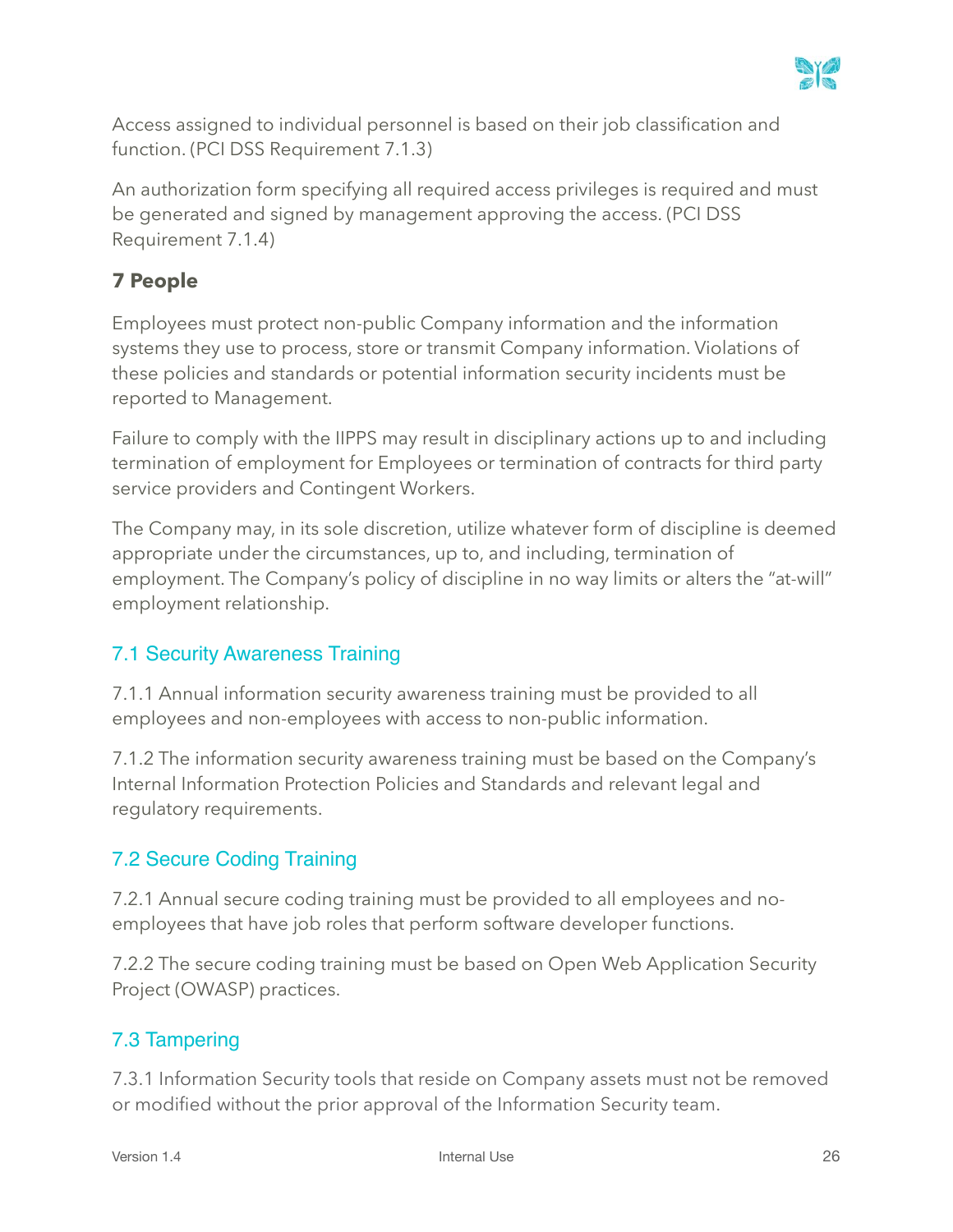Access assigned to individual personnel is based on their job classification and function. (PCI DSS Requirement 7.1.3)

An authorization form specifying all required access privileges is required and must be generated and signed by management approving the access. (PCI DSS Requirement 7.1.4)

# 7 People

Employees must protect non-public Company information and the information systems they use to process, store or transmit Company information. Violations of these policies and standards or potential information security incidents must be reported to Management.

Failure to comply with the IIPPS may result in disciplinary actions up to and including termination of employment for Employees or termination of contracts for third party service providers and Contingent Workers.

The Company may, in its sole discretion, utilize whatever form of discipline is deemed appropriate under the circumstances, up to, and including, termination of employment. The Company's policy of discipline in no way limits or alters the "at-will" employment relationship.

## 7.1 Security Awareness Training

7.1.1 Annual information security awareness training must be provided to all employees and non-employees with access to non-public information.

7.1.2 The information security awareness training must be based on the Company's Internal Information Protection Policies and Standards and relevant legal and regulatory requirements.

## 7.2 Secure Coding Training

7.2.1 Annual secure coding training must be provided to all employees and no-employees that have job roles that perform software developer functions.

7.2.2 The secure coding training must be based on Open Web Application Security Project (OWASP) practices.

## 7.3 Tampering

7.3.1 Information Security tools that reside on Company assets must not be removed or modified without the prior approval of the Information Security team.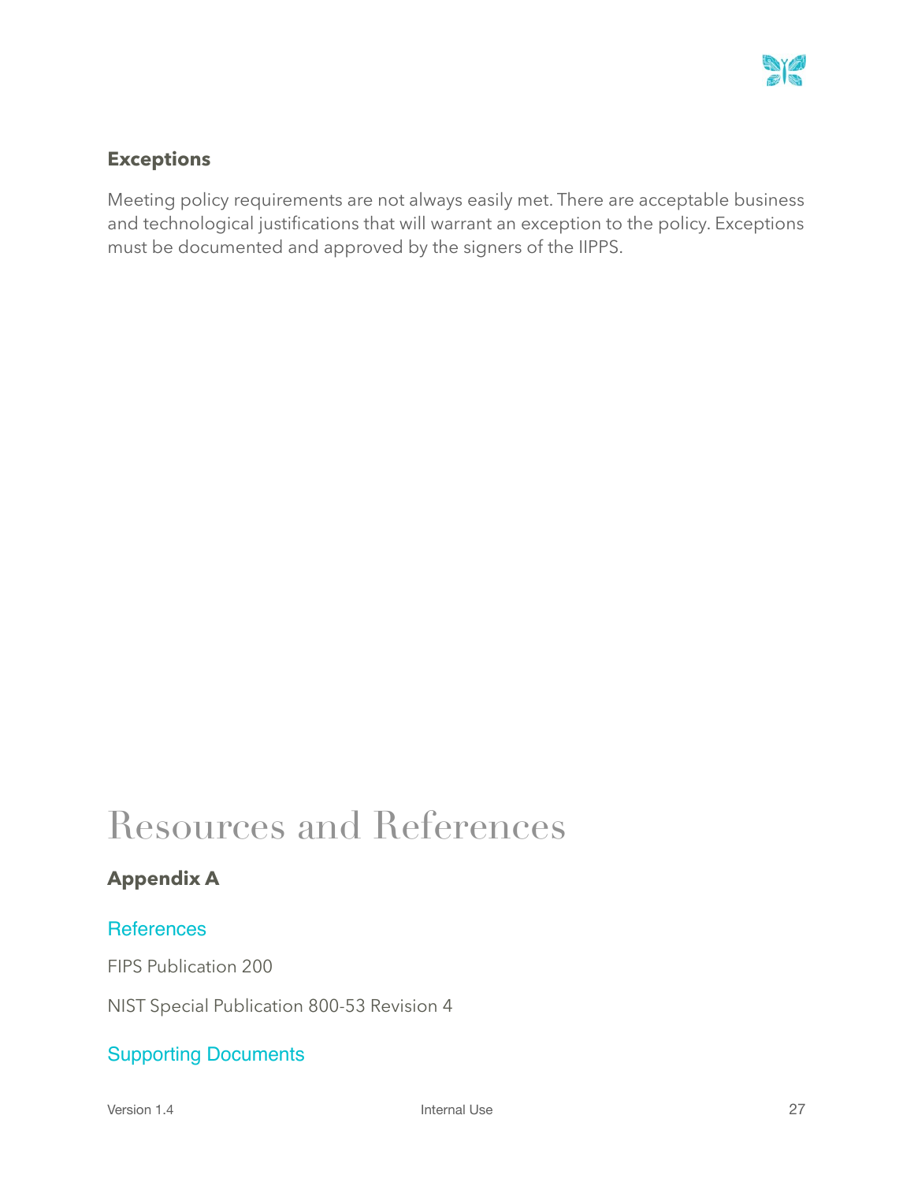### Exceptions

Meeting policy requirements are not always easily met. There are acceptable business and technological justifications that will warrant an exception to the policy. Exceptions must be documented and approved by the signers of the IIPPS.

# Resources and References

### Appendix A

#### References

FIPS Publication 200

NIST Special Publication 800-53 Revision 4

#### Supporting Documents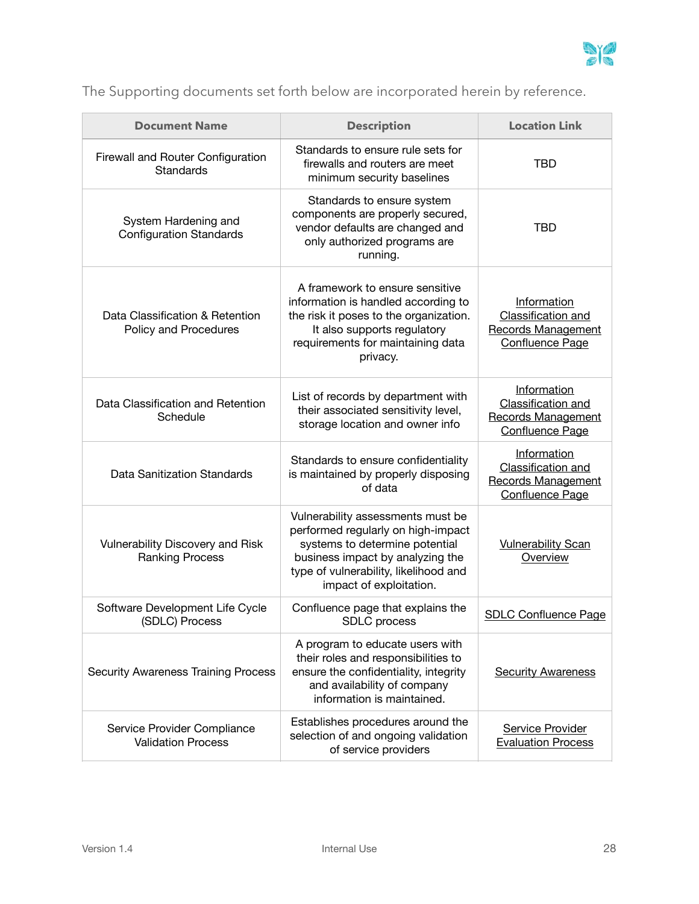The Supporting documents set forth below are incorporated herein by reference.

| Document Name | Description | Location Link |
|---|---|---|
| Firewall and Router Configuration Standards | Standards to ensure rule sets for firewalls and routers are meet minimum security baselines | TBD |
| System Hardening and Configuration Standards | Standards to ensure system components are properly secured, vendor defaults are changed and only authorized programs are running. | TBD |
| Data Classification & Retention Policy and Procedures | A framework to ensure sensitive information is handled according to the risk it poses to the organization. It also supports regulatory requirements for maintaining data privacy. | Information Classification and Records Management Confluence Page |
| Data Classification and Retention Schedule | List of records by department with their associated sensitivity level, storage location and owner info | Information Classification and Records Management Confluence Page |
| Data Sanitization Standards | Standards to ensure confidentiality is maintained by properly disposing of data | Information Classification and Records Management Confluence Page |
| Vulnerability Discovery and Risk Ranking Process | Vulnerability assessments must be performed regularly on high-impact systems to determine potential business impact by analyzing the type of vulnerability, likelihood and impact of exploitation. | Vulnerability Scan Overview |
| Software Development Life Cycle (SDLC) Process | Confluence page that explains the SDLC process | SDLC Confluence Page |
| Security Awareness Training Process | A program to educate users with their roles and responsibilities to ensure the confidentiality, integrity and availability of company information is maintained. | Security Awareness |
| Service Provider Compliance Validation Process | Establishes procedures around the selection of and ongoing validation of service providers | Service Provider Evaluation Process |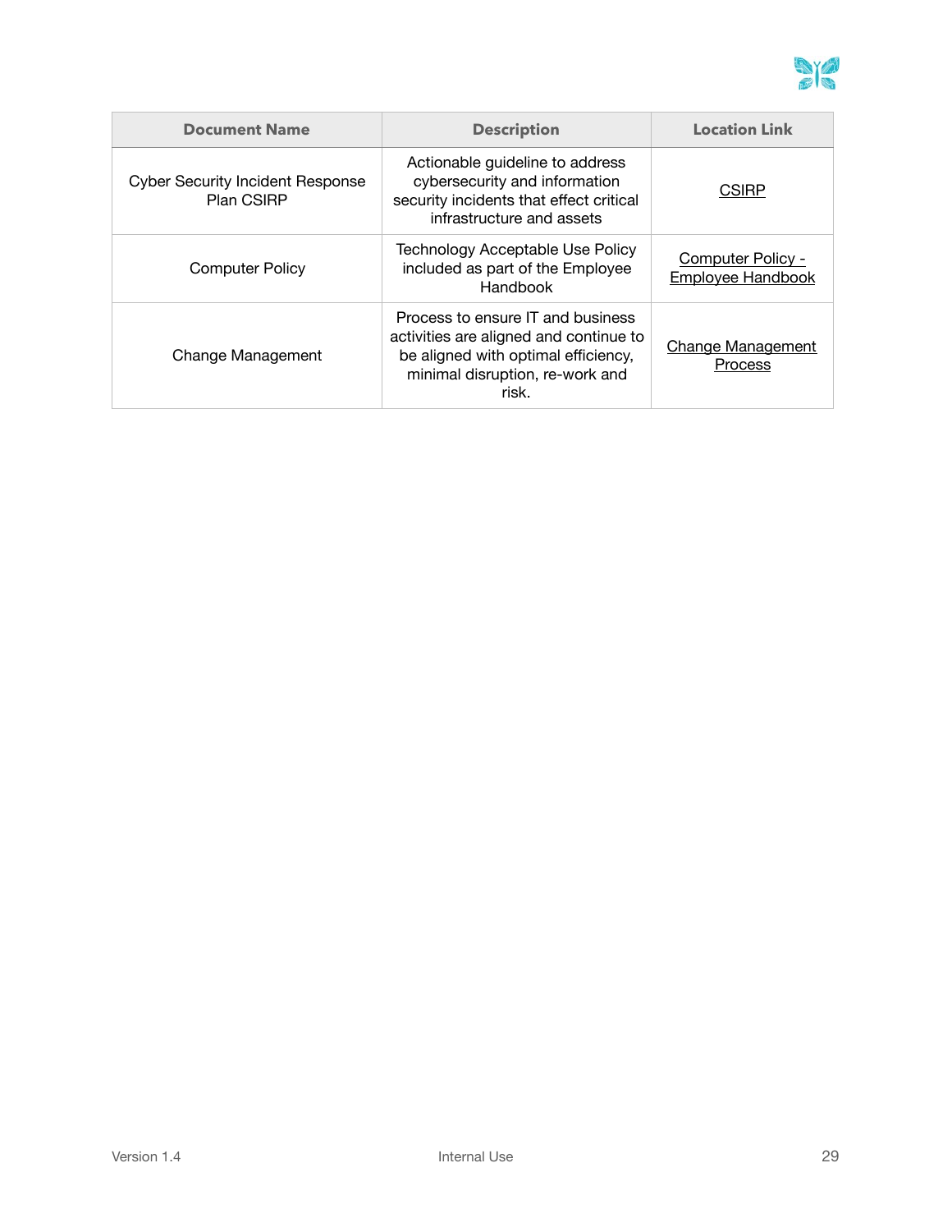| Document Name | Description | Location Link |
|---|---|---|
| Cyber Security Incident Response Plan CSIRP | Actionable guideline to address cybersecurity and information security incidents that effect critical infrastructure and assets | CSIRP |
| Computer Policy | Technology Acceptable Use Policy included as part of the Employee Handbook | Computer Policy - Employee Handbook |
| Change Management | Process to ensure IT and business activities are aligned and continue to be aligned with optimal efficiency, minimal disruption, re-work and risk. | Change Management Process |